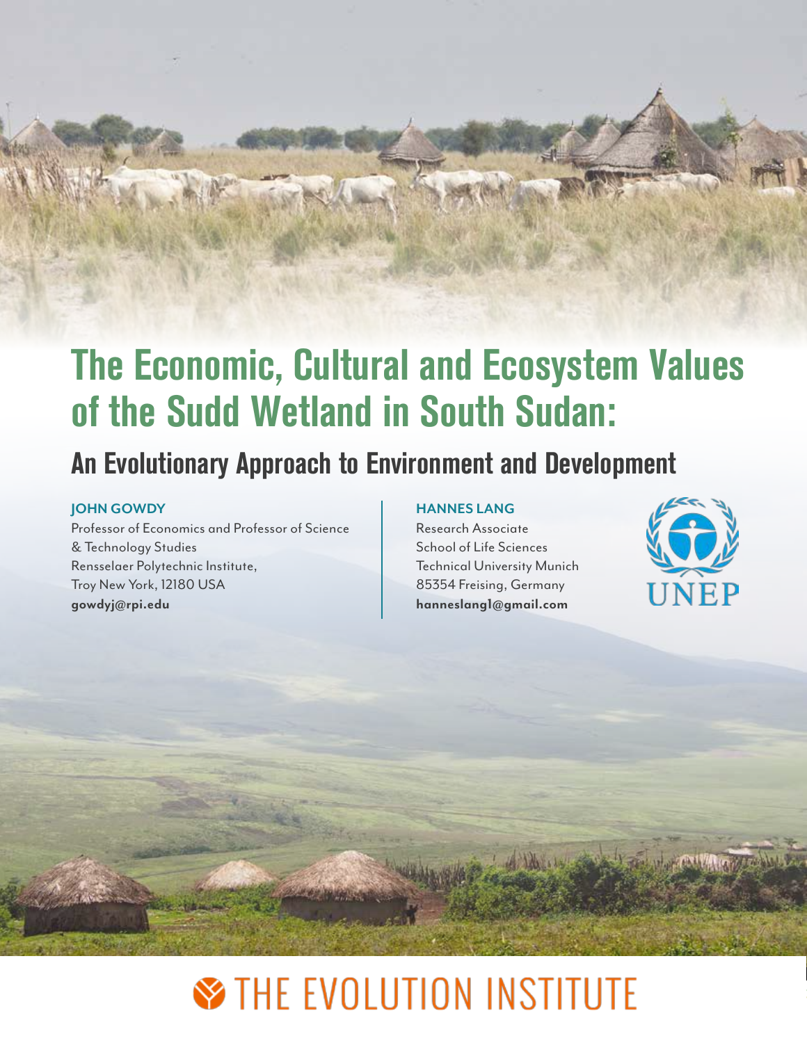# The Economic, Cultural and Ecosystem Values of the Sudd Wetland in South Sudan:

## An Evolutionary Approach to Environment and Development

**JOHN GOWDY**
Professor of Economics and Professor of Science & Technology Studies
Rensselaer Polytechnic Institute,
Troy New York, 12180 USA
**gowdyj@rpi.edu**

**HANNES LANG**
Research Associate
School of Life Sciences
Technical University Munich
85354 Freising, Germany
**hanneslang1@gmail.com**

UNEP

THE EVOLUTION INSTITUTE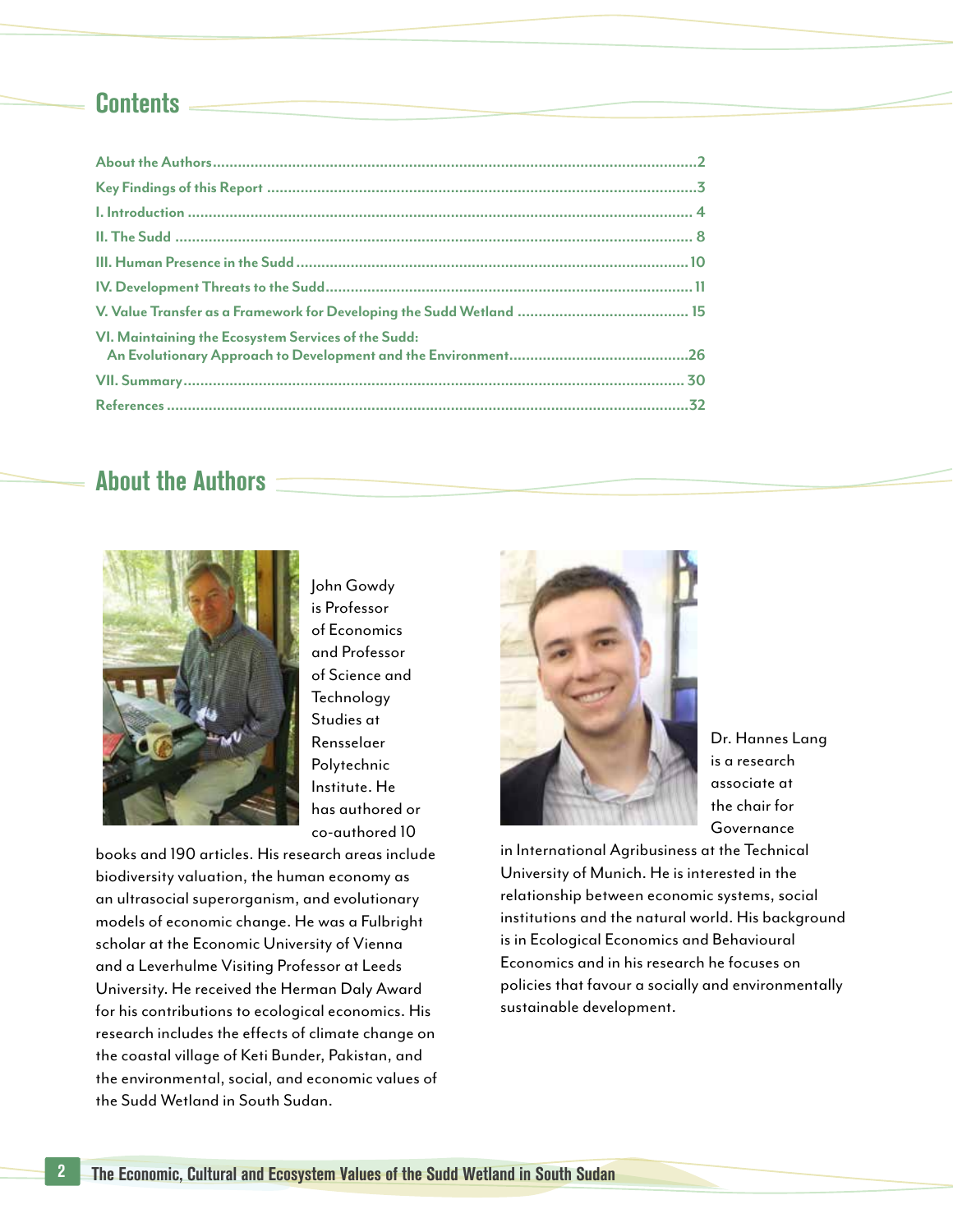## Contents

About the Authors....................................................................................................................2
Key Findings of this Report ......................................................................................................3
I. Introduction ........................................................................................................................ 4
II. The Sudd ........................................................................................................................... 8
III. Human Presence in the Sudd .............................................................................................10
IV. Development Threats to the Sudd........................................................................................11
V. Value Transfer as a Framework for Developing the Sudd Wetland ......................................... 15
VI. Maintaining the Ecosystem Services of the Sudd:
An Evolutionary Approach to Development and the Environment...........................................26
VII. Summary....................................................................................................................... 30
References ...........................................................................................................................32

## About the Authors

John Gowdy is Professor of Economics and Professor of Science and Technology Studies at Rensselaer Polytechnic Institute. He has authored or co-authored 10 books and 190 articles. His research areas include biodiversity valuation, the human economy as an ultrasocial superorganism, and evolutionary models of economic change. He was a Fulbright scholar at the Economic University of Vienna and a Leverhulme Visiting Professor at Leeds University. He received the Herman Daly Award for his contributions to ecological economics. His research includes the effects of climate change on the coastal village of Keti Bunder, Pakistan, and the environmental, social, and economic values of the Sudd Wetland in South Sudan.

Dr. Hannes Lang is a research associate at the chair for Governance in International Agribusiness at the Technical University of Munich. He is interested in the relationship between economic systems, social institutions and the natural world. His background is in Ecological Economics and Behavioural Economics and in his research he focuses on policies that favour a socially and environmentally sustainable development.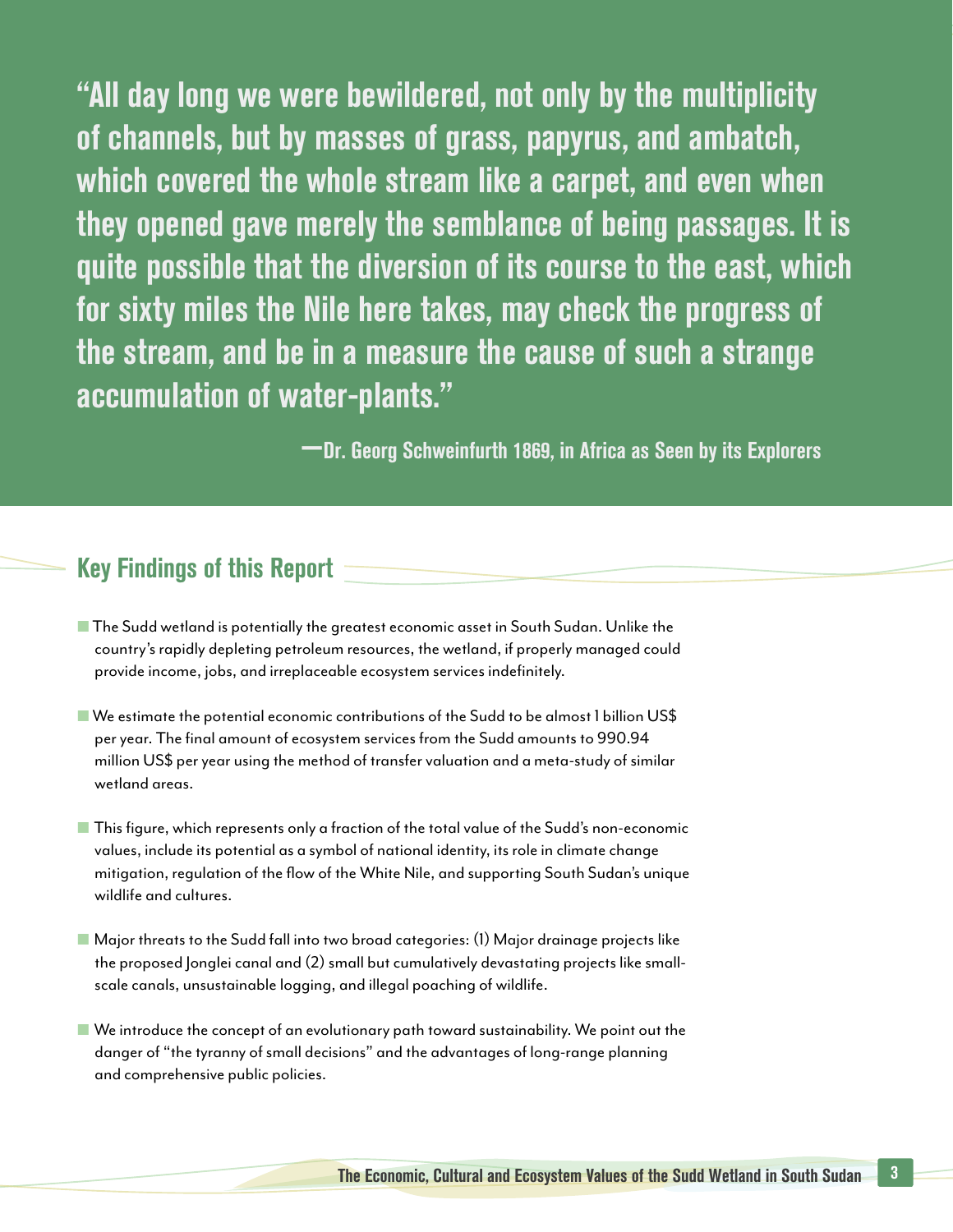> "All day long we were bewildered, not only by the multiplicity of channels, but by masses of grass, papyrus, and ambatch, which covered the whole stream like a carpet, and even when they opened gave merely the semblance of being passages. It is quite possible that the diversion of its course to the east, which for sixty miles the Nile here takes, may check the progress of the stream, and be in a measure the cause of such a strange accumulation of water-plants."
>
> —Dr. Georg Schweinfurth 1869, in Africa as Seen by its Explorers

## Key Findings of this Report

- The Sudd wetland is potentially the greatest economic asset in South Sudan. Unlike the country's rapidly depleting petroleum resources, the wetland, if properly managed could provide income, jobs, and irreplaceable ecosystem services indefinitely.
- We estimate the potential economic contributions of the Sudd to be almost 1 billion US$ per year. The final amount of ecosystem services from the Sudd amounts to 990.94 million US$ per year using the method of transfer valuation and a meta-study of similar wetland areas.
- This figure, which represents only a fraction of the total value of the Sudd's non-economic values, include its potential as a symbol of national identity, its role in climate change mitigation, regulation of the flow of the White Nile, and supporting South Sudan's unique wildlife and cultures.
- Major threats to the Sudd fall into two broad categories: (1) Major drainage projects like the proposed Jonglei canal and (2) small but cumulatively devastating projects like small-scale canals, unsustainable logging, and illegal poaching of wildlife.
- We introduce the concept of an evolutionary path toward sustainability. We point out the danger of "the tyranny of small decisions" and the advantages of long-range planning and comprehensive public policies.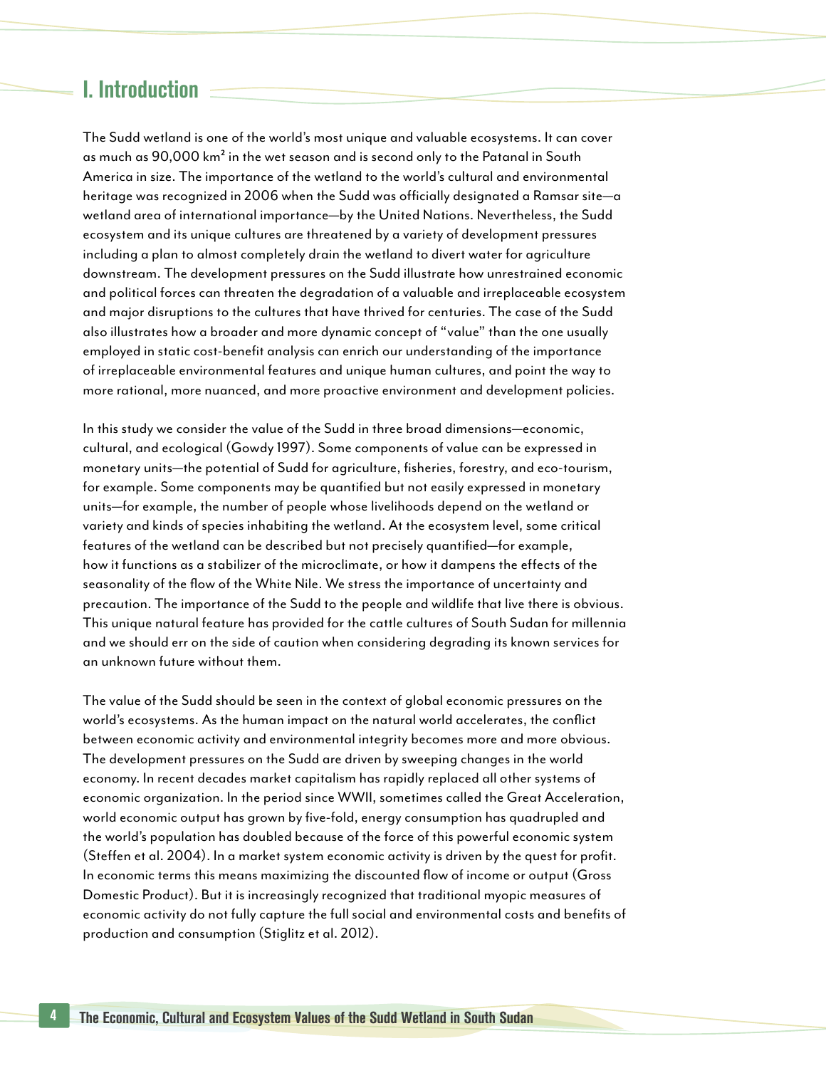# I. Introduction

The Sudd wetland is one of the world's most unique and valuable ecosystems. It can cover as much as 90,000 km² in the wet season and is second only to the Patanal in South America in size. The importance of the wetland to the world's cultural and environmental heritage was recognized in 2006 when the Sudd was officially designated a Ramsar site—a wetland area of international importance—by the United Nations. Nevertheless, the Sudd ecosystem and its unique cultures are threatened by a variety of development pressures including a plan to almost completely drain the wetland to divert water for agriculture downstream. The development pressures on the Sudd illustrate how unrestrained economic and political forces can threaten the degradation of a valuable and irreplaceable ecosystem and major disruptions to the cultures that have thrived for centuries. The case of the Sudd also illustrates how a broader and more dynamic concept of "value" than the one usually employed in static cost-benefit analysis can enrich our understanding of the importance of irreplaceable environmental features and unique human cultures, and point the way to more rational, more nuanced, and more proactive environment and development policies.

In this study we consider the value of the Sudd in three broad dimensions—economic, cultural, and ecological (Gowdy 1997). Some components of value can be expressed in monetary units—the potential of Sudd for agriculture, fisheries, forestry, and eco-tourism, for example. Some components may be quantified but not easily expressed in monetary units—for example, the number of people whose livelihoods depend on the wetland or variety and kinds of species inhabiting the wetland. At the ecosystem level, some critical features of the wetland can be described but not precisely quantified—for example, how it functions as a stabilizer of the microclimate, or how it dampens the effects of the seasonality of the flow of the White Nile. We stress the importance of uncertainty and precaution. The importance of the Sudd to the people and wildlife that live there is obvious. This unique natural feature has provided for the cattle cultures of South Sudan for millennia and we should err on the side of caution when considering degrading its known services for an unknown future without them.

The value of the Sudd should be seen in the context of global economic pressures on the world's ecosystems. As the human impact on the natural world accelerates, the conflict between economic activity and environmental integrity becomes more and more obvious. The development pressures on the Sudd are driven by sweeping changes in the world economy. In recent decades market capitalism has rapidly replaced all other systems of economic organization. In the period since WWII, sometimes called the Great Acceleration, world economic output has grown by five-fold, energy consumption has quadrupled and the world's population has doubled because of the force of this powerful economic system (Steffen et al. 2004). In a market system economic activity is driven by the quest for profit. In economic terms this means maximizing the discounted flow of income or output (Gross Domestic Product). But it is increasingly recognized that traditional myopic measures of economic activity do not fully capture the full social and environmental costs and benefits of production and consumption (Stiglitz et al. 2012).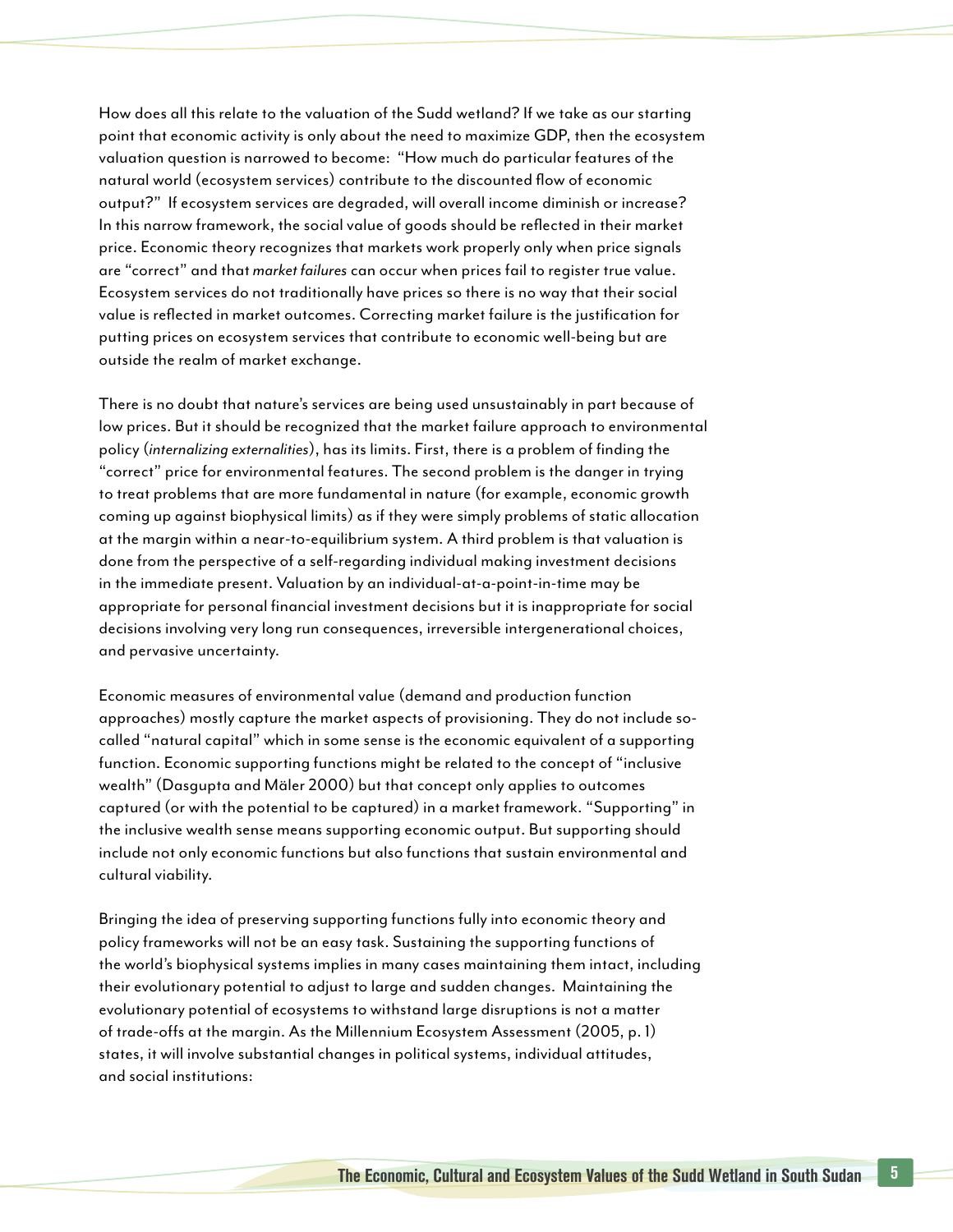How does all this relate to the valuation of the Sudd wetland? If we take as our starting point that economic activity is only about the need to maximize GDP, then the ecosystem valuation question is narrowed to become: "How much do particular features of the natural world (ecosystem services) contribute to the discounted flow of economic output?" If ecosystem services are degraded, will overall income diminish or increase? In this narrow framework, the social value of goods should be reflected in their market price. Economic theory recognizes that markets work properly only when price signals are "correct" and that *market failures* can occur when prices fail to register true value. Ecosystem services do not traditionally have prices so there is no way that their social value is reflected in market outcomes. Correcting market failure is the justification for putting prices on ecosystem services that contribute to economic well-being but are outside the realm of market exchange.

There is no doubt that nature's services are being used unsustainably in part because of low prices. But it should be recognized that the market failure approach to environmental policy (*internalizing externalities*), has its limits. First, there is a problem of finding the "correct" price for environmental features. The second problem is the danger in trying to treat problems that are more fundamental in nature (for example, economic growth coming up against biophysical limits) as if they were simply problems of static allocation at the margin within a near-to-equilibrium system. A third problem is that valuation is done from the perspective of a self-regarding individual making investment decisions in the immediate present. Valuation by an individual-at-a-point-in-time may be appropriate for personal financial investment decisions but it is inappropriate for social decisions involving very long run consequences, irreversible intergenerational choices, and pervasive uncertainty.

Economic measures of environmental value (demand and production function approaches) mostly capture the market aspects of provisioning. They do not include so-called "natural capital" which in some sense is the economic equivalent of a supporting function. Economic supporting functions might be related to the concept of "inclusive wealth" (Dasgupta and Mäler 2000) but that concept only applies to outcomes captured (or with the potential to be captured) in a market framework. "Supporting" in the inclusive wealth sense means supporting economic output. But supporting should include not only economic functions but also functions that sustain environmental and cultural viability.

Bringing the idea of preserving supporting functions fully into economic theory and policy frameworks will not be an easy task. Sustaining the supporting functions of the world's biophysical systems implies in many cases maintaining them intact, including their evolutionary potential to adjust to large and sudden changes. Maintaining the evolutionary potential of ecosystems to withstand large disruptions is not a matter of trade-offs at the margin. As the Millennium Ecosystem Assessment (2005, p. 1) states, it will involve substantial changes in political systems, individual attitudes, and social institutions: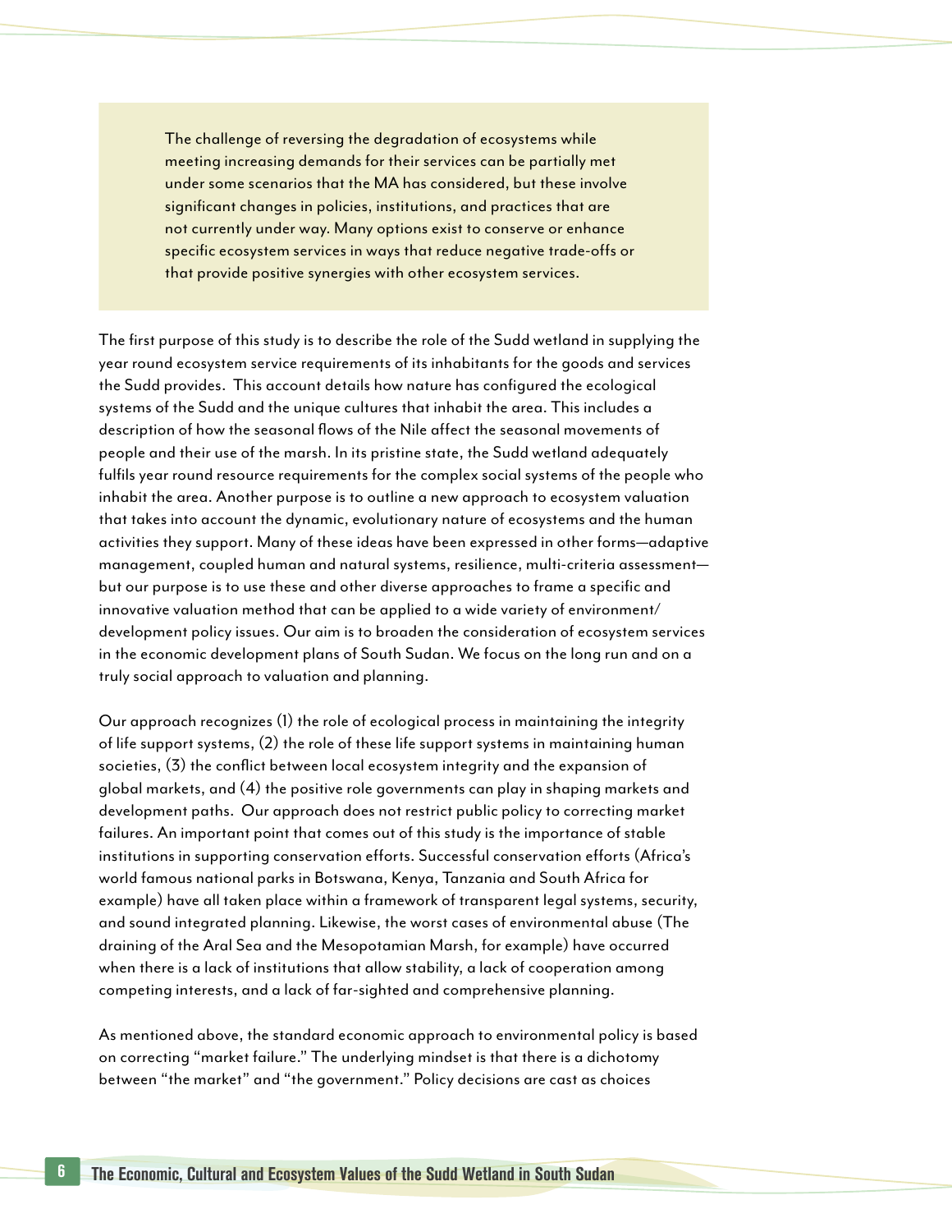> The challenge of reversing the degradation of ecosystems while meeting increasing demands for their services can be partially met under some scenarios that the MA has considered, but these involve significant changes in policies, institutions, and practices that are not currently under way. Many options exist to conserve or enhance specific ecosystem services in ways that reduce negative trade-offs or that provide positive synergies with other ecosystem services.

The first purpose of this study is to describe the role of the Sudd wetland in supplying the year round ecosystem service requirements of its inhabitants for the goods and services the Sudd provides. This account details how nature has configured the ecological systems of the Sudd and the unique cultures that inhabit the area. This includes a description of how the seasonal flows of the Nile affect the seasonal movements of people and their use of the marsh. In its pristine state, the Sudd wetland adequately fulfils year round resource requirements for the complex social systems of the people who inhabit the area. Another purpose is to outline a new approach to ecosystem valuation that takes into account the dynamic, evolutionary nature of ecosystems and the human activities they support. Many of these ideas have been expressed in other forms—adaptive management, coupled human and natural systems, resilience, multi-criteria assessment—but our purpose is to use these and other diverse approaches to frame a specific and innovative valuation method that can be applied to a wide variety of environment/development policy issues. Our aim is to broaden the consideration of ecosystem services in the economic development plans of South Sudan. We focus on the long run and on a truly social approach to valuation and planning.

Our approach recognizes (1) the role of ecological process in maintaining the integrity of life support systems, (2) the role of these life support systems in maintaining human societies, (3) the conflict between local ecosystem integrity and the expansion of global markets, and (4) the positive role governments can play in shaping markets and development paths. Our approach does not restrict public policy to correcting market failures. An important point that comes out of this study is the importance of stable institutions in supporting conservation efforts. Successful conservation efforts (Africa's world famous national parks in Botswana, Kenya, Tanzania and South Africa for example) have all taken place within a framework of transparent legal systems, security, and sound integrated planning. Likewise, the worst cases of environmental abuse (The draining of the Aral Sea and the Mesopotamian Marsh, for example) have occurred when there is a lack of institutions that allow stability, a lack of cooperation among competing interests, and a lack of far-sighted and comprehensive planning.

As mentioned above, the standard economic approach to environmental policy is based on correcting "market failure." The underlying mindset is that there is a dichotomy between "the market" and "the government." Policy decisions are cast as choices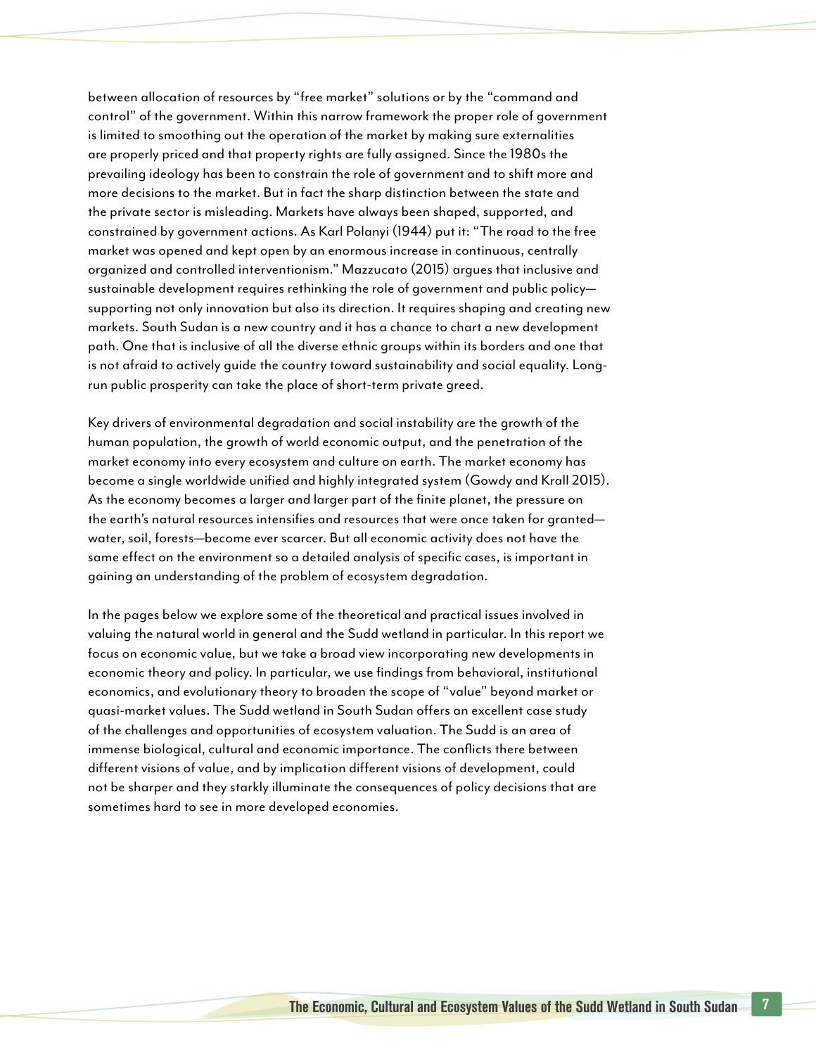between allocation of resources by "free market" solutions or by the "command and control" of the government. Within this narrow framework the proper role of government is limited to smoothing out the operation of the market by making sure externalities are properly priced and that property rights are fully assigned. Since the 1980s the prevailing ideology has been to constrain the role of government and to shift more and more decisions to the market. But in fact the sharp distinction between the state and the private sector is misleading. Markets have always been shaped, supported, and constrained by government actions. As Karl Polanyi (1944) put it: "The road to the free market was opened and kept open by an enormous increase in continuous, centrally organized and controlled interventionism." Mazzucato (2015) argues that inclusive and sustainable development requires rethinking the role of government and public policy—supporting not only innovation but also its direction. It requires shaping and creating new markets. South Sudan is a new country and it has a chance to chart a new development path. One that is inclusive of all the diverse ethnic groups within its borders and one that is not afraid to actively guide the country toward sustainability and social equality. Long-run public prosperity can take the place of short-term private greed.

Key drivers of environmental degradation and social instability are the growth of the human population, the growth of world economic output, and the penetration of the market economy into every ecosystem and culture on earth. The market economy has become a single worldwide unified and highly integrated system (Gowdy and Krall 2015). As the economy becomes a larger and larger part of the finite planet, the pressure on the earth's natural resources intensifies and resources that were once taken for granted—water, soil, forests—become ever scarcer. But all economic activity does not have the same effect on the environment so a detailed analysis of specific cases, is important in gaining an understanding of the problem of ecosystem degradation.

In the pages below we explore some of the theoretical and practical issues involved in valuing the natural world in general and the Sudd wetland in particular. In this report we focus on economic value, but we take a broad view incorporating new developments in economic theory and policy. In particular, we use findings from behavioral, institutional economics, and evolutionary theory to broaden the scope of "value" beyond market or quasi-market values. The Sudd wetland in South Sudan offers an excellent case study of the challenges and opportunities of ecosystem valuation. The Sudd is an area of immense biological, cultural and economic importance. The conflicts there between different visions of value, and by implication different visions of development, could not be sharper and they starkly illuminate the consequences of policy decisions that are sometimes hard to see in more developed economies.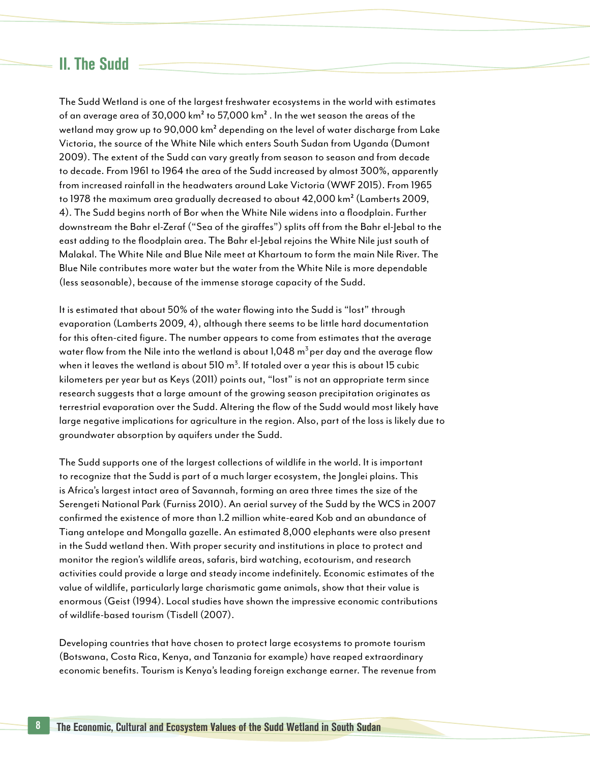## II. The Sudd

The Sudd Wetland is one of the largest freshwater ecosystems in the world with estimates of an average area of 30,000 km² to 57,000 km² . In the wet season the areas of the wetland may grow up to 90,000 km² depending on the level of water discharge from Lake Victoria, the source of the White Nile which enters South Sudan from Uganda (Dumont 2009). The extent of the Sudd can vary greatly from season to season and from decade to decade. From 1961 to 1964 the area of the Sudd increased by almost 300%, apparently from increased rainfall in the headwaters around Lake Victoria (WWF 2015). From 1965 to 1978 the maximum area gradually decreased to about 42,000 km² (Lamberts 2009, 4). The Sudd begins north of Bor when the White Nile widens into a floodplain. Further downstream the Bahr el-Zeraf ("Sea of the giraffes") splits off from the Bahr el-Jebal to the east adding to the floodplain area. The Bahr el-Jebal rejoins the White Nile just south of Malakal. The White Nile and Blue Nile meet at Khartoum to form the main Nile River. The Blue Nile contributes more water but the water from the White Nile is more dependable (less seasonable), because of the immense storage capacity of the Sudd.

It is estimated that about 50% of the water flowing into the Sudd is "lost" through evaporation (Lamberts 2009, 4), although there seems to be little hard documentation for this often-cited figure. The number appears to come from estimates that the average water flow from the Nile into the wetland is about 1,048 $m^3$ per day and the average flow when it leaves the wetland is about 510 $m^3$. If totaled over a year this is about 15 cubic kilometers per year but as Keys (2011) points out, "lost" is not an appropriate term since research suggests that a large amount of the growing season precipitation originates as terrestrial evaporation over the Sudd. Altering the flow of the Sudd would most likely have large negative implications for agriculture in the region. Also, part of the loss is likely due to groundwater absorption by aquifers under the Sudd.

The Sudd supports one of the largest collections of wildlife in the world. It is important to recognize that the Sudd is part of a much larger ecosystem, the Jonglei plains. This is Africa's largest intact area of Savannah, forming an area three times the size of the Serengeti National Park (Furniss 2010). An aerial survey of the Sudd by the WCS in 2007 confirmed the existence of more than 1.2 million white-eared Kob and an abundance of Tiang antelope and Mongalla gazelle. An estimated 8,000 elephants were also present in the Sudd wetland then. With proper security and institutions in place to protect and monitor the region's wildlife areas, safaris, bird watching, ecotourism, and research activities could provide a large and steady income indefinitely. Economic estimates of the value of wildlife, particularly large charismatic game animals, show that their value is enormous (Geist (1994). Local studies have shown the impressive economic contributions of wildlife-based tourism (Tisdell (2007).

Developing countries that have chosen to protect large ecosystems to promote tourism (Botswana, Costa Rica, Kenya, and Tanzania for example) have reaped extraordinary economic benefits. Tourism is Kenya's leading foreign exchange earner. The revenue from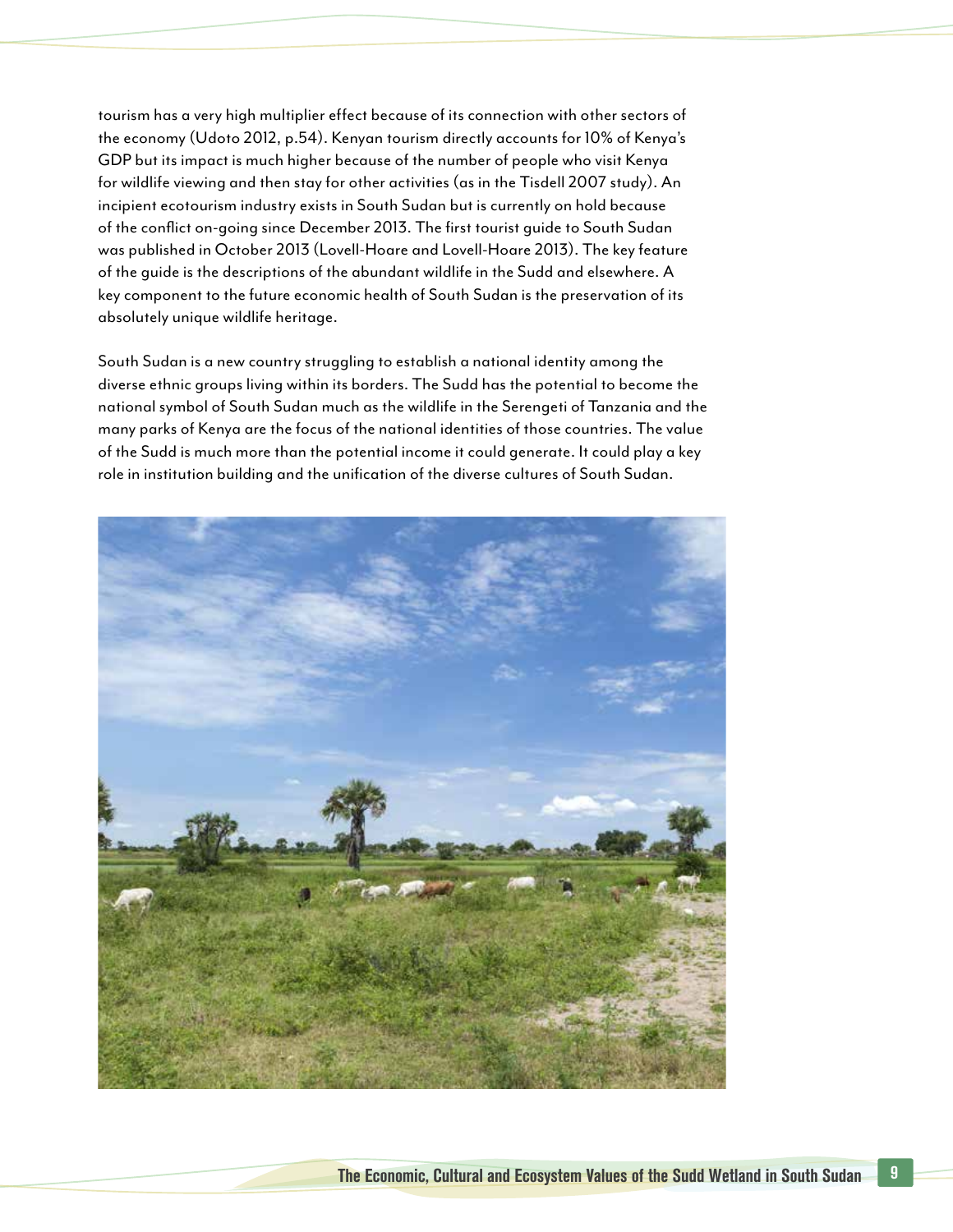tourism has a very high multiplier effect because of its connection with other sectors of the economy (Udoto 2012, p.54). Kenyan tourism directly accounts for 10% of Kenya's GDP but its impact is much higher because of the number of people who visit Kenya for wildlife viewing and then stay for other activities (as in the Tisdell 2007 study). An incipient ecotourism industry exists in South Sudan but is currently on hold because of the conflict on-going since December 2013. The first tourist guide to South Sudan was published in October 2013 (Lovell-Hoare and Lovell-Hoare 2013). The key feature of the guide is the descriptions of the abundant wildlife in the Sudd and elsewhere. A key component to the future economic health of South Sudan is the preservation of its absolutely unique wildlife heritage.

South Sudan is a new country struggling to establish a national identity among the diverse ethnic groups living within its borders. The Sudd has the potential to become the national symbol of South Sudan much as the wildlife in the Serengeti of Tanzania and the many parks of Kenya are the focus of the national identities of those countries. The value of the Sudd is much more than the potential income it could generate. It could play a key role in institution building and the unification of the diverse cultures of South Sudan.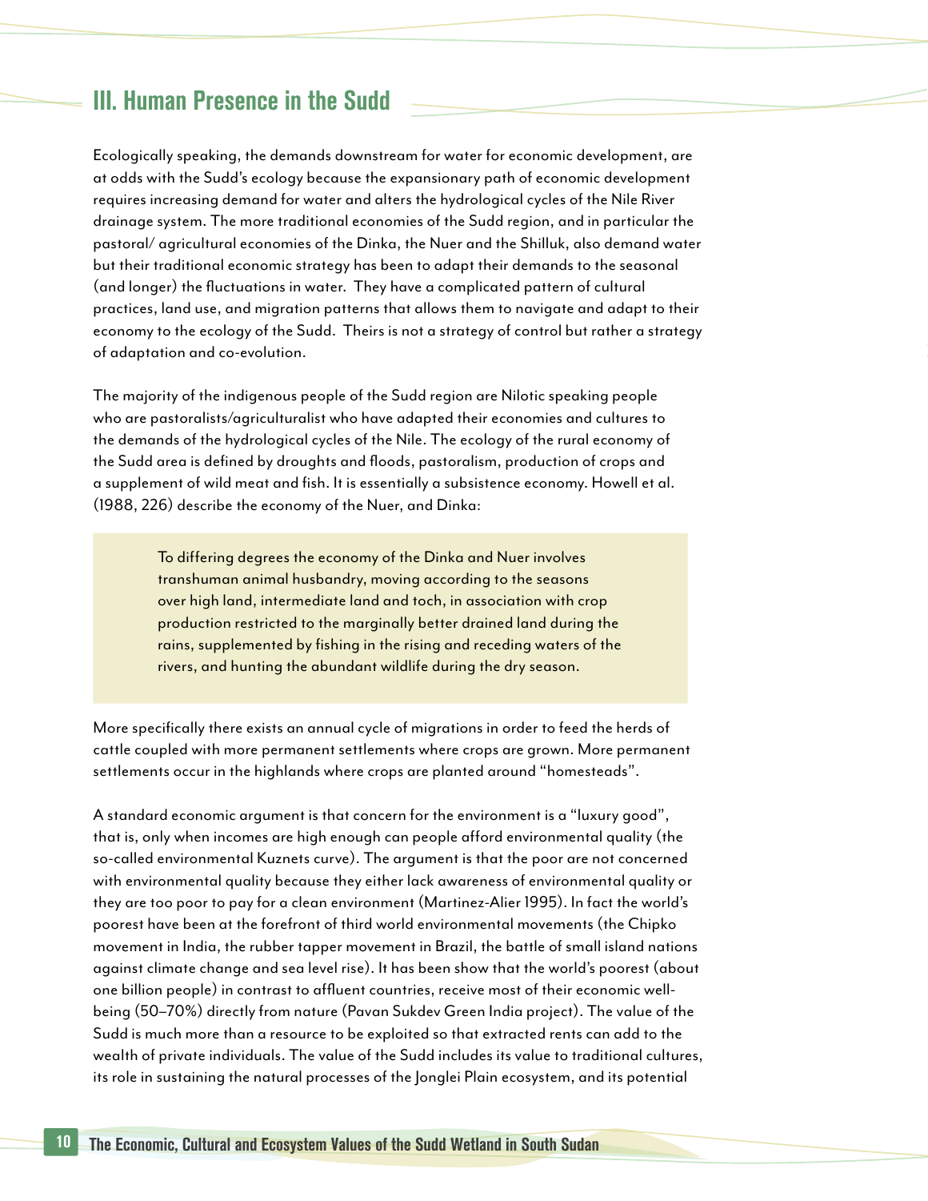## III. Human Presence in the Sudd

Ecologically speaking, the demands downstream for water for economic development, are at odds with the Sudd's ecology because the expansionary path of economic development requires increasing demand for water and alters the hydrological cycles of the Nile River drainage system. The more traditional economies of the Sudd region, and in particular the pastoral/ agricultural economies of the Dinka, the Nuer and the Shilluk, also demand water but their traditional economic strategy has been to adapt their demands to the seasonal (and longer) the fluctuations in water. They have a complicated pattern of cultural practices, land use, and migration patterns that allows them to navigate and adapt to their economy to the ecology of the Sudd. Theirs is not a strategy of control but rather a strategy of adaptation and co-evolution.

The majority of the indigenous people of the Sudd region are Nilotic speaking people who are pastoralists/agriculturalist who have adapted their economies and cultures to the demands of the hydrological cycles of the Nile. The ecology of the rural economy of the Sudd area is defined by droughts and floods, pastoralism, production of crops and a supplement of wild meat and fish. It is essentially a subsistence economy. Howell et al. (1988, 226) describe the economy of the Nuer, and Dinka:

> To differing degrees the economy of the Dinka and Nuer involves transhuman animal husbandry, moving according to the seasons over high land, intermediate land and toch, in association with crop production restricted to the marginally better drained land during the rains, supplemented by fishing in the rising and receding waters of the rivers, and hunting the abundant wildlife during the dry season.

More specifically there exists an annual cycle of migrations in order to feed the herds of cattle coupled with more permanent settlements where crops are grown. More permanent settlements occur in the highlands where crops are planted around "homesteads".

A standard economic argument is that concern for the environment is a "luxury good", that is, only when incomes are high enough can people afford environmental quality (the so-called environmental Kuznets curve). The argument is that the poor are not concerned with environmental quality because they either lack awareness of environmental quality or they are too poor to pay for a clean environment (Martinez-Alier 1995). In fact the world's poorest have been at the forefront of third world environmental movements (the Chipko movement in India, the rubber tapper movement in Brazil, the battle of small island nations against climate change and sea level rise). It has been show that the world's poorest (about one billion people) in contrast to affluent countries, receive most of their economic well-being (50–70%) directly from nature (Pavan Sukdev Green India project). The value of the Sudd is much more than a resource to be exploited so that extracted rents can add to the wealth of private individuals. The value of the Sudd includes its value to traditional cultures, its role in sustaining the natural processes of the Jonglei Plain ecosystem, and its potential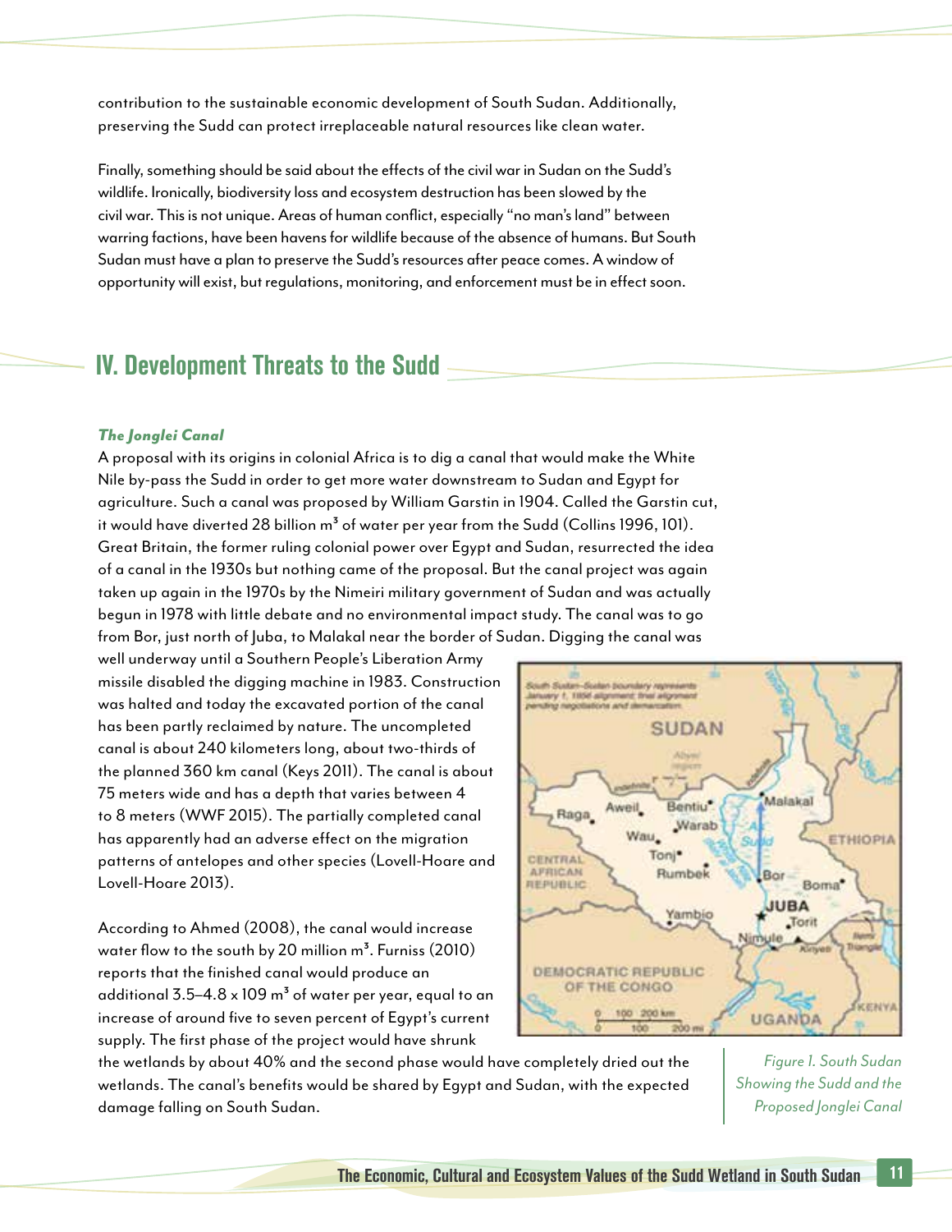contribution to the sustainable economic development of South Sudan. Additionally, preserving the Sudd can protect irreplaceable natural resources like clean water.

Finally, something should be said about the effects of the civil war in Sudan on the Sudd's wildlife. Ironically, biodiversity loss and ecosystem destruction has been slowed by the civil war. This is not unique. Areas of human conflict, especially "no man's land" between warring factions, have been havens for wildlife because of the absence of humans. But South Sudan must have a plan to preserve the Sudd's resources after peace comes. A window of opportunity will exist, but regulations, monitoring, and enforcement must be in effect soon.

## IV. Development Threats to the Sudd

### *The Jonglei Canal*

A proposal with its origins in colonial Africa is to dig a canal that would make the White Nile by-pass the Sudd in order to get more water downstream to Sudan and Egypt for agriculture. Such a canal was proposed by William Garstin in 1904. Called the Garstin cut, it would have diverted 28 billion $m^3$ of water per year from the Sudd (Collins 1996, 101). Great Britain, the former ruling colonial power over Egypt and Sudan, resurrected the idea of a canal in the 1930s but nothing came of the proposal. But the canal project was again taken up again in the 1970s by the Nimeiri military government of Sudan and was actually begun in 1978 with little debate and no environmental impact study. The canal was to go from Bor, just north of Juba, to Malakal near the border of Sudan. Digging the canal was well underway until a Southern People's Liberation Army missile disabled the digging machine in 1983. Construction was halted and today the excavated portion of the canal has been partly reclaimed by nature. The uncompleted canal is about 240 kilometers long, about two-thirds of the planned 360 km canal (Keys 2011). The canal is about 75 meters wide and has a depth that varies between 4 to 8 meters (WWF 2015). The partially completed canal has apparently had an adverse effect on the migration patterns of antelopes and other species (Lovell-Hoare and Lovell-Hoare 2013).

According to Ahmed (2008), the canal would increase water flow to the south by 20 million $m^3$. Furniss (2010) reports that the finished canal would produce an additional 3.5–4.8 x 109 $m^3$ of water per year, equal to an increase of around five to seven percent of Egypt's current supply. The first phase of the project would have shrunk the wetlands by about 40% and the second phase would have completely dried out the wetlands. The canal's benefits would be shared by Egypt and Sudan, with the expected damage falling on South Sudan.

*Figure 1. South Sudan Showing the Sudd and the Proposed Jonglei Canal*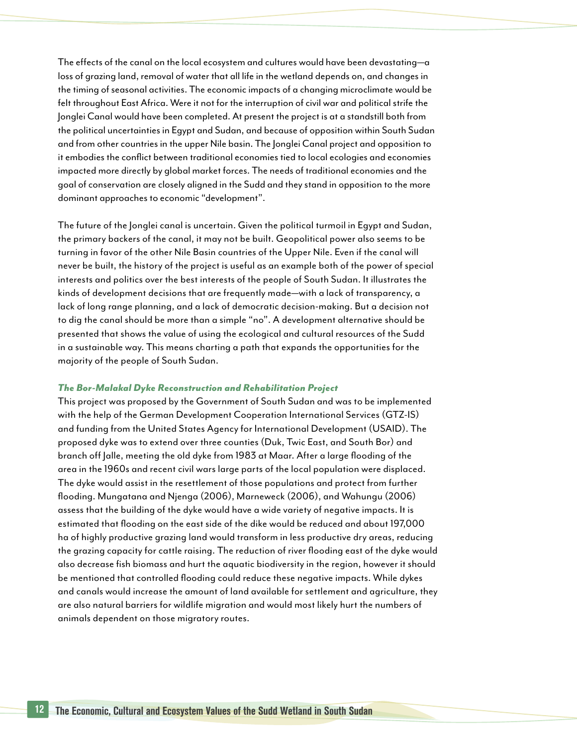The effects of the canal on the local ecosystem and cultures would have been devastating—a loss of grazing land, removal of water that all life in the wetland depends on, and changes in the timing of seasonal activities. The economic impacts of a changing microclimate would be felt throughout East Africa. Were it not for the interruption of civil war and political strife the Jonglei Canal would have been completed. At present the project is at a standstill both from the political uncertainties in Egypt and Sudan, and because of opposition within South Sudan and from other countries in the upper Nile basin. The Jonglei Canal project and opposition to it embodies the conflict between traditional economies tied to local ecologies and economies impacted more directly by global market forces. The needs of traditional economies and the goal of conservation are closely aligned in the Sudd and they stand in opposition to the more dominant approaches to economic "development".

The future of the Jonglei canal is uncertain. Given the political turmoil in Egypt and Sudan, the primary backers of the canal, it may not be built. Geopolitical power also seems to be turning in favor of the other Nile Basin countries of the Upper Nile. Even if the canal will never be built, the history of the project is useful as an example both of the power of special interests and politics over the best interests of the people of South Sudan. It illustrates the kinds of development decisions that are frequently made—with a lack of transparency, a lack of long range planning, and a lack of democratic decision-making. But a decision not to dig the canal should be more than a simple "no". A development alternative should be presented that shows the value of using the ecological and cultural resources of the Sudd in a sustainable way. This means charting a path that expands the opportunities for the majority of the people of South Sudan.

### *The Bor-Malakal Dyke Reconstruction and Rehabilitation Project*

This project was proposed by the Government of South Sudan and was to be implemented with the help of the German Development Cooperation International Services (GTZ-IS) and funding from the United States Agency for International Development (USAID). The proposed dyke was to extend over three counties (Duk, Twic East, and South Bor) and branch off Jalle, meeting the old dyke from 1983 at Maar. After a large flooding of the area in the 1960s and recent civil wars large parts of the local population were displaced. The dyke would assist in the resettlement of those populations and protect from further flooding. Mungatana and Njenga (2006), Marneweck (2006), and Wahungu (2006) assess that the building of the dyke would have a wide variety of negative impacts. It is estimated that flooding on the east side of the dike would be reduced and about 197,000 ha of highly productive grazing land would transform in less productive dry areas, reducing the grazing capacity for cattle raising. The reduction of river flooding east of the dyke would also decrease fish biomass and hurt the aquatic biodiversity in the region, however it should be mentioned that controlled flooding could reduce these negative impacts. While dykes and canals would increase the amount of land available for settlement and agriculture, they are also natural barriers for wildlife migration and would most likely hurt the numbers of animals dependent on those migratory routes.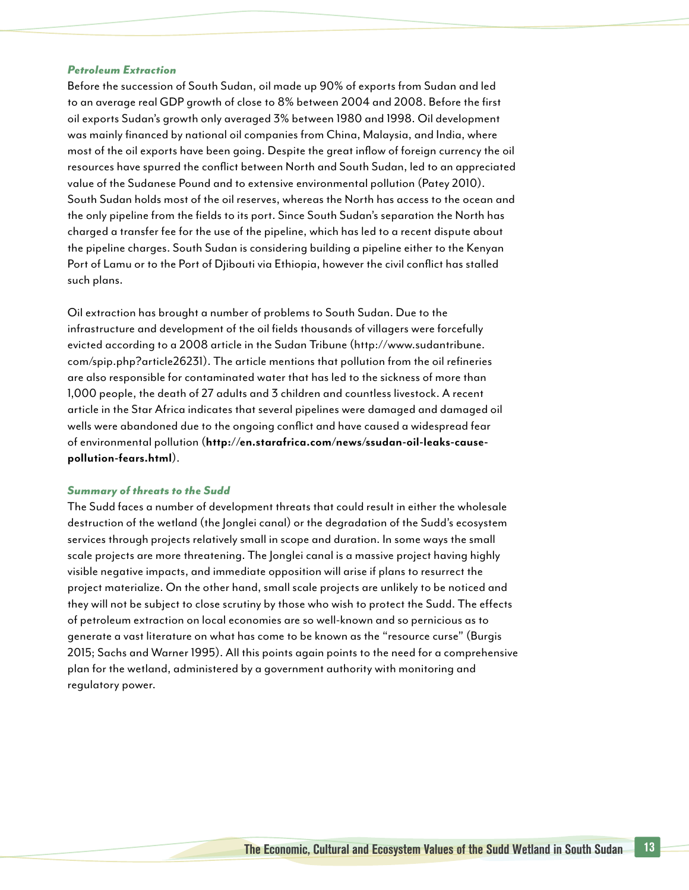### *Petroleum Extraction*

Before the succession of South Sudan, oil made up 90% of exports from Sudan and led to an average real GDP growth of close to 8% between 2004 and 2008. Before the first oil exports Sudan's growth only averaged 3% between 1980 and 1998. Oil development was mainly financed by national oil companies from China, Malaysia, and India, where most of the oil exports have been going. Despite the great inflow of foreign currency the oil resources have spurred the conflict between North and South Sudan, led to an appreciated value of the Sudanese Pound and to extensive environmental pollution (Patey 2010). South Sudan holds most of the oil reserves, whereas the North has access to the ocean and the only pipeline from the fields to its port. Since South Sudan's separation the North has charged a transfer fee for the use of the pipeline, which has led to a recent dispute about the pipeline charges. South Sudan is considering building a pipeline either to the Kenyan Port of Lamu or to the Port of Djibouti via Ethiopia, however the civil conflict has stalled such plans.

Oil extraction has brought a number of problems to South Sudan. Due to the infrastructure and development of the oil fields thousands of villagers were forcefully evicted according to a 2008 article in the Sudan Tribune (http://www.sudantribune.com/spip.php?article26231). The article mentions that pollution from the oil refineries are also responsible for contaminated water that has led to the sickness of more than 1,000 people, the death of 27 adults and 3 children and countless livestock. A recent article in the Star Africa indicates that several pipelines were damaged and damaged oil wells were abandoned due to the ongoing conflict and have caused a widespread fear of environmental pollution (**http://en.starafrica.com/news/ssudan-oil-leaks-cause-pollution-fears.html**).

### *Summary of threats to the Sudd*

The Sudd faces a number of development threats that could result in either the wholesale destruction of the wetland (the Jonglei canal) or the degradation of the Sudd's ecosystem services through projects relatively small in scope and duration. In some ways the small scale projects are more threatening. The Jonglei canal is a massive project having highly visible negative impacts, and immediate opposition will arise if plans to resurrect the project materialize. On the other hand, small scale projects are unlikely to be noticed and they will not be subject to close scrutiny by those who wish to protect the Sudd. The effects of petroleum extraction on local economies are so well-known and so pernicious as to generate a vast literature on what has come to be known as the "resource curse" (Burgis 2015; Sachs and Warner 1995). All this points again points to the need for a comprehensive plan for the wetland, administered by a government authority with monitoring and regulatory power.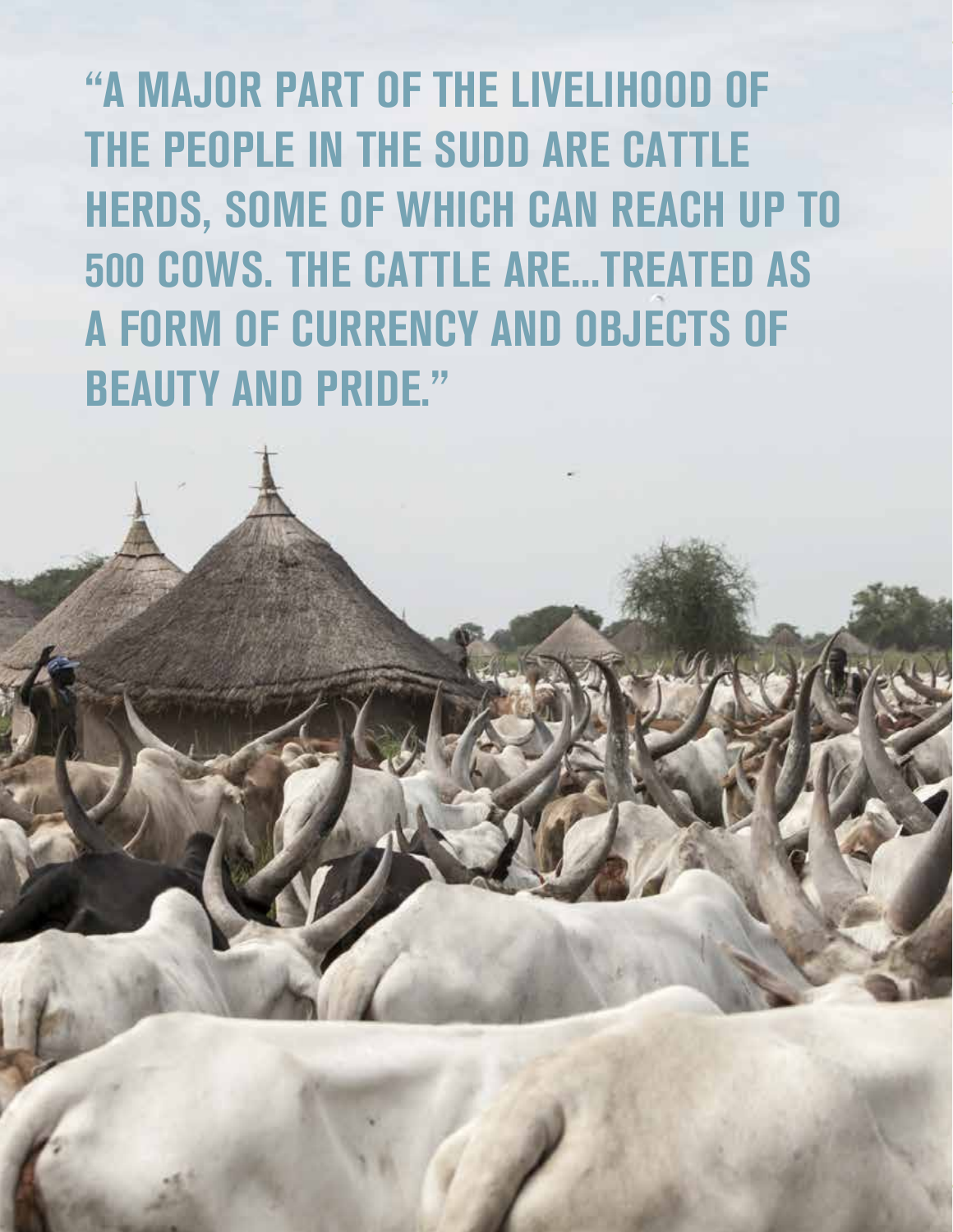"A MAJOR PART OF THE LIVELIHOOD OF THE PEOPLE IN THE SUDD ARE CATTLE HERDS, SOME OF WHICH CAN REACH UP TO 500 COWS. THE CATTLE ARE...TREATED AS A FORM OF CURRENCY AND OBJECTS OF BEAUTY AND PRIDE."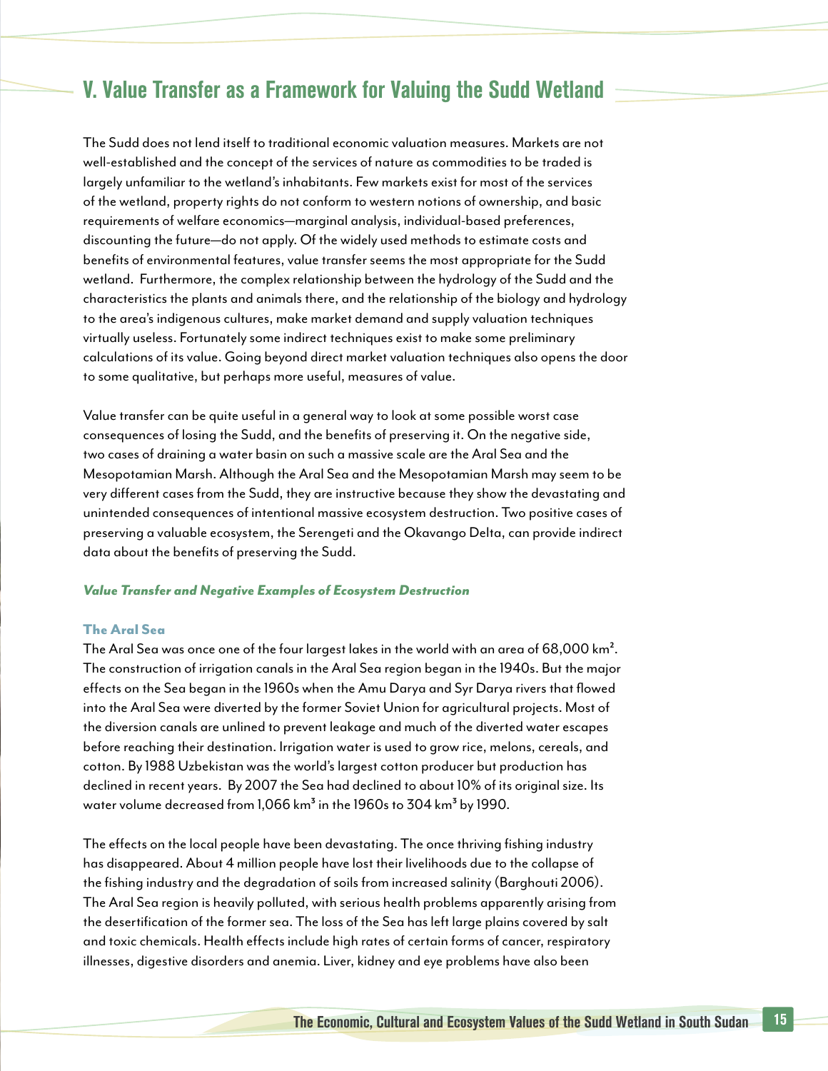## V. Value Transfer as a Framework for Valuing the Sudd Wetland

The Sudd does not lend itself to traditional economic valuation measures. Markets are not well-established and the concept of the services of nature as commodities to be traded is largely unfamiliar to the wetland's inhabitants. Few markets exist for most of the services of the wetland, property rights do not conform to western notions of ownership, and basic requirements of welfare economics—marginal analysis, individual-based preferences, discounting the future—do not apply. Of the widely used methods to estimate costs and benefits of environmental features, value transfer seems the most appropriate for the Sudd wetland. Furthermore, the complex relationship between the hydrology of the Sudd and the characteristics the plants and animals there, and the relationship of the biology and hydrology to the area's indigenous cultures, make market demand and supply valuation techniques virtually useless. Fortunately some indirect techniques exist to make some preliminary calculations of its value. Going beyond direct market valuation techniques also opens the door to some qualitative, but perhaps more useful, measures of value.

Value transfer can be quite useful in a general way to look at some possible worst case consequences of losing the Sudd, and the benefits of preserving it. On the negative side, two cases of draining a water basin on such a massive scale are the Aral Sea and the Mesopotamian Marsh. Although the Aral Sea and the Mesopotamian Marsh may seem to be very different cases from the Sudd, they are instructive because they show the devastating and unintended consequences of intentional massive ecosystem destruction. Two positive cases of preserving a valuable ecosystem, the Serengeti and the Okavango Delta, can provide indirect data about the benefits of preserving the Sudd.

### *Value Transfer and Negative Examples of Ecosystem Destruction*

#### The Aral Sea

The Aral Sea was once one of the four largest lakes in the world with an area of 68,000 km$^2$. The construction of irrigation canals in the Aral Sea region began in the 1940s. But the major effects on the Sea began in the 1960s when the Amu Darya and Syr Darya rivers that flowed into the Aral Sea were diverted by the former Soviet Union for agricultural projects. Most of the diversion canals are unlined to prevent leakage and much of the diverted water escapes before reaching their destination. Irrigation water is used to grow rice, melons, cereals, and cotton. By 1988 Uzbekistan was the world's largest cotton producer but production has declined in recent years. By 2007 the Sea had declined to about 10% of its original size. Its water volume decreased from 1,066 km$^3$ in the 1960s to 304 km$^3$ by 1990.

The effects on the local people have been devastating. The once thriving fishing industry has disappeared. About 4 million people have lost their livelihoods due to the collapse of the fishing industry and the degradation of soils from increased salinity (Barghouti 2006). The Aral Sea region is heavily polluted, with serious health problems apparently arising from the desertification of the former sea. The loss of the Sea has left large plains covered by salt and toxic chemicals. Health effects include high rates of certain forms of cancer, respiratory illnesses, digestive disorders and anemia. Liver, kidney and eye problems have also been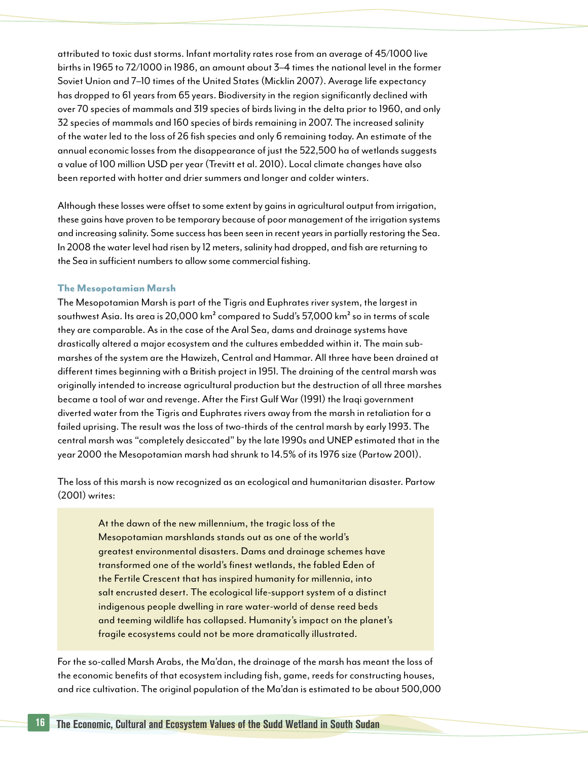attributed to toxic dust storms. Infant mortality rates rose from an average of 45/1000 live births in 1965 to 72/1000 in 1986, an amount about 3–4 times the national level in the former Soviet Union and 7–10 times of the United States (Micklin 2007). Average life expectancy has dropped to 61 years from 65 years. Biodiversity in the region significantly declined with over 70 species of mammals and 319 species of birds living in the delta prior to 1960, and only 32 species of mammals and 160 species of birds remaining in 2007. The increased salinity of the water led to the loss of 26 fish species and only 6 remaining today. An estimate of the annual economic losses from the disappearance of just the 522,500 ha of wetlands suggests a value of 100 million USD per year (Trevitt et al. 2010). Local climate changes have also been reported with hotter and drier summers and longer and colder winters.

Although these losses were offset to some extent by gains in agricultural output from irrigation, these gains have proven to be temporary because of poor management of the irrigation systems and increasing salinity. Some success has been seen in recent years in partially restoring the Sea. In 2008 the water level had risen by 12 meters, salinity had dropped, and fish are returning to the Sea in sufficient numbers to allow some commercial fishing.

### The Mesopotamian Marsh

The Mesopotamian Marsh is part of the Tigris and Euphrates river system, the largest in southwest Asia. Its area is 20,000 km² compared to Sudd's 57,000 km² so in terms of scale they are comparable. As in the case of the Aral Sea, dams and drainage systems have drastically altered a major ecosystem and the cultures embedded within it. The main sub-marshes of the system are the Hawizeh, Central and Hammar. All three have been drained at different times beginning with a British project in 1951. The draining of the central marsh was originally intended to increase agricultural production but the destruction of all three marshes became a tool of war and revenge. After the First Gulf War (1991) the Iraqi government diverted water from the Tigris and Euphrates rivers away from the marsh in retaliation for a failed uprising. The result was the loss of two-thirds of the central marsh by early 1993. The central marsh was "completely desiccated" by the late 1990s and UNEP estimated that in the year 2000 the Mesopotamian marsh had shrunk to 14.5% of its 1976 size (Partow 2001).

The loss of this marsh is now recognized as an ecological and humanitarian disaster. Partow (2001) writes:

> At the dawn of the new millennium, the tragic loss of the Mesopotamian marshlands stands out as one of the world's greatest environmental disasters. Dams and drainage schemes have transformed one of the world's finest wetlands, the fabled Eden of the Fertile Crescent that has inspired humanity for millennia, into salt encrusted desert. The ecological life-support system of a distinct indigenous people dwelling in rare water-world of dense reed beds and teeming wildlife has collapsed. Humanity's impact on the planet's fragile ecosystems could not be more dramatically illustrated.

For the so-called Marsh Arabs, the Ma'dan, the drainage of the marsh has meant the loss of the economic benefits of that ecosystem including fish, game, reeds for constructing houses, and rice cultivation. The original population of the Ma'dan is estimated to be about 500,000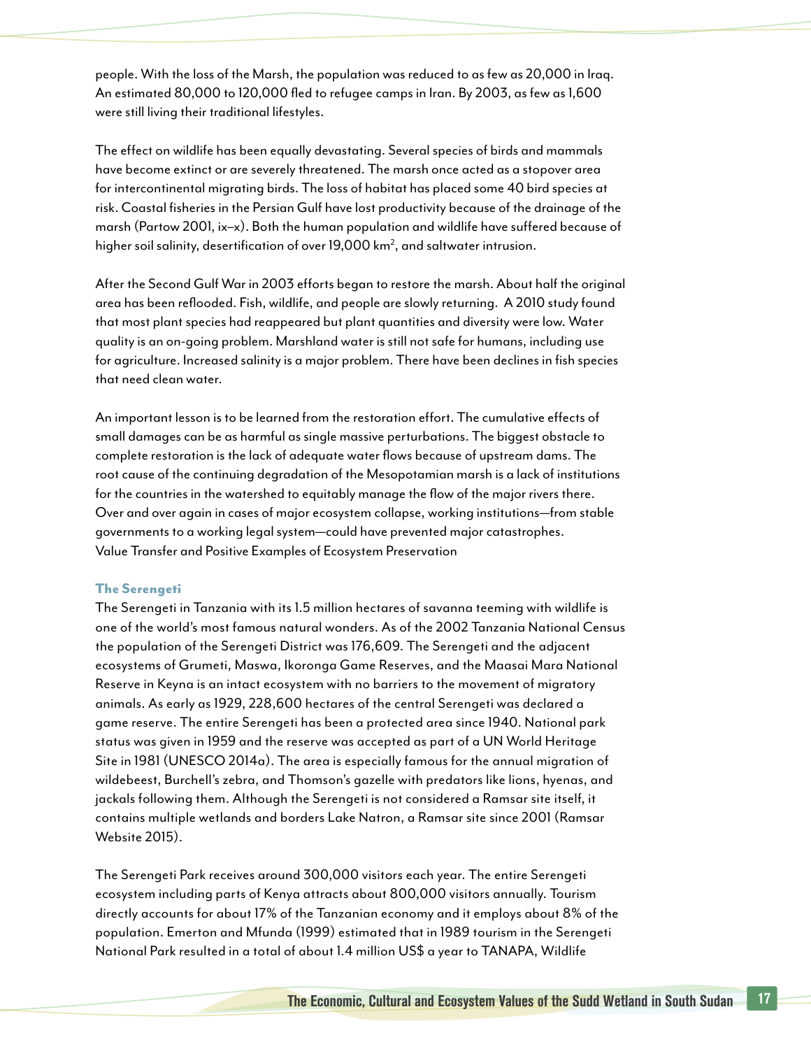people. With the loss of the Marsh, the population was reduced to as few as 20,000 in Iraq. An estimated 80,000 to 120,000 fled to refugee camps in Iran. By 2003, as few as 1,600 were still living their traditional lifestyles.

The effect on wildlife has been equally devastating. Several species of birds and mammals have become extinct or are severely threatened. The marsh once acted as a stopover area for intercontinental migrating birds. The loss of habitat has placed some 40 bird species at risk. Coastal fisheries in the Persian Gulf have lost productivity because of the drainage of the marsh (Partow 2001, ix–x). Both the human population and wildlife have suffered because of higher soil salinity, desertification of over 19,000 km$^2$, and saltwater intrusion.

After the Second Gulf War in 2003 efforts began to restore the marsh. About half the original area has been reflooded. Fish, wildlife, and people are slowly returning. A 2010 study found that most plant species had reappeared but plant quantities and diversity were low. Water quality is an on-going problem. Marshland water is still not safe for humans, including use for agriculture. Increased salinity is a major problem. There have been declines in fish species that need clean water.

An important lesson is to be learned from the restoration effort. The cumulative effects of small damages can be as harmful as single massive perturbations. The biggest obstacle to complete restoration is the lack of adequate water flows because of upstream dams. The root cause of the continuing degradation of the Mesopotamian marsh is a lack of institutions for the countries in the watershed to equitably manage the flow of the major rivers there. Over and over again in cases of major ecosystem collapse, working institutions—from stable governments to a working legal system—could have prevented major catastrophes.
Value Transfer and Positive Examples of Ecosystem Preservation

### The Serengeti

The Serengeti in Tanzania with its 1.5 million hectares of savanna teeming with wildlife is one of the world's most famous natural wonders. As of the 2002 Tanzania National Census the population of the Serengeti District was 176,609. The Serengeti and the adjacent ecosystems of Grumeti, Maswa, Ikoronga Game Reserves, and the Maasai Mara National Reserve in Keyna is an intact ecosystem with no barriers to the movement of migratory animals. As early as 1929, 228,600 hectares of the central Serengeti was declared a game reserve. The entire Serengeti has been a protected area since 1940. National park status was given in 1959 and the reserve was accepted as part of a UN World Heritage Site in 1981 (UNESCO 2014a). The area is especially famous for the annual migration of wildebeest, Burchell's zebra, and Thomson's gazelle with predators like lions, hyenas, and jackals following them. Although the Serengeti is not considered a Ramsar site itself, it contains multiple wetlands and borders Lake Natron, a Ramsar site since 2001 (Ramsar Website 2015).

The Serengeti Park receives around 300,000 visitors each year. The entire Serengeti ecosystem including parts of Kenya attracts about 800,000 visitors annually. Tourism directly accounts for about 17% of the Tanzanian economy and it employs about 8% of the population. Emerton and Mfunda (1999) estimated that in 1989 tourism in the Serengeti National Park resulted in a total of about 1.4 million US$ a year to TANAPA, Wildlife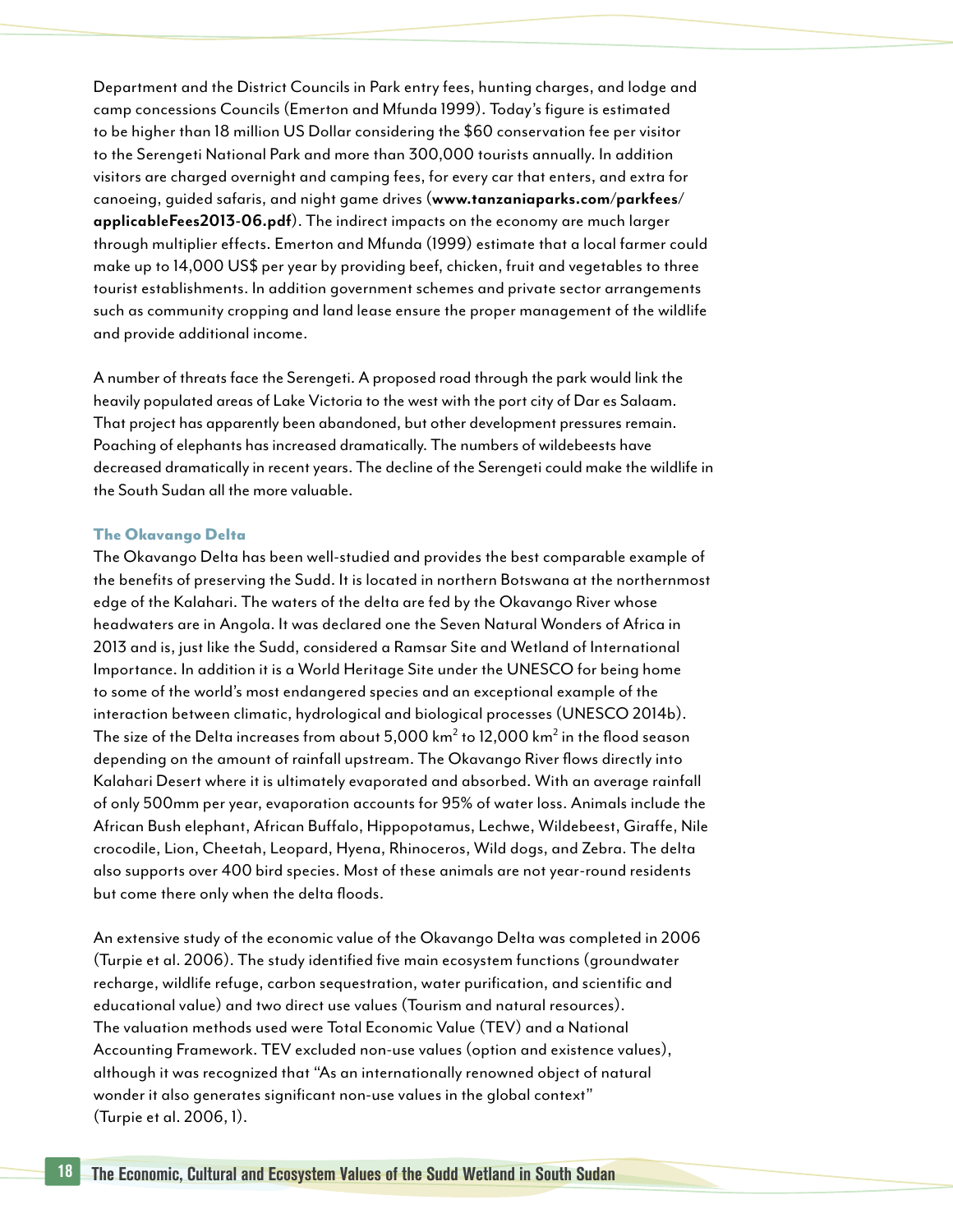Department and the District Councils in Park entry fees, hunting charges, and lodge and camp concessions Councils (Emerton and Mfunda 1999). Today's figure is estimated to be higher than 18 million US Dollar considering the $60 conservation fee per visitor to the Serengeti National Park and more than 300,000 tourists annually. In addition visitors are charged overnight and camping fees, for every car that enters, and extra for canoeing, guided safaris, and night game drives (**www.tanzaniaparks.com/parkfees/applicableFees2013-06.pdf**). The indirect impacts on the economy are much larger through multiplier effects. Emerton and Mfunda (1999) estimate that a local farmer could make up to 14,000 US$ per year by providing beef, chicken, fruit and vegetables to three tourist establishments. In addition government schemes and private sector arrangements such as community cropping and land lease ensure the proper management of the wildlife and provide additional income.

A number of threats face the Serengeti. A proposed road through the park would link the heavily populated areas of Lake Victoria to the west with the port city of Dar es Salaam. That project has apparently been abandoned, but other development pressures remain. Poaching of elephants has increased dramatically. The numbers of wildebeests have decreased dramatically in recent years. The decline of the Serengeti could make the wildlife in the South Sudan all the more valuable.

### The Okavango Delta

The Okavango Delta has been well-studied and provides the best comparable example of the benefits of preserving the Sudd. It is located in northern Botswana at the northernmost edge of the Kalahari. The waters of the delta are fed by the Okavango River whose headwaters are in Angola. It was declared one the Seven Natural Wonders of Africa in 2013 and is, just like the Sudd, considered a Ramsar Site and Wetland of International Importance. In addition it is a World Heritage Site under the UNESCO for being home to some of the world's most endangered species and an exceptional example of the interaction between climatic, hydrological and biological processes (UNESCO 2014b). The size of the Delta increases from about 5,000 km$^2$ to 12,000 km$^2$ in the flood season depending on the amount of rainfall upstream. The Okavango River flows directly into Kalahari Desert where it is ultimately evaporated and absorbed. With an average rainfall of only 500mm per year, evaporation accounts for 95% of water loss. Animals include the African Bush elephant, African Buffalo, Hippopotamus, Lechwe, Wildebeest, Giraffe, Nile crocodile, Lion, Cheetah, Leopard, Hyena, Rhinoceros, Wild dogs, and Zebra. The delta also supports over 400 bird species. Most of these animals are not year-round residents but come there only when the delta floods.

An extensive study of the economic value of the Okavango Delta was completed in 2006 (Turpie et al. 2006). The study identified five main ecosystem functions (groundwater recharge, wildlife refuge, carbon sequestration, water purification, and scientific and educational value) and two direct use values (Tourism and natural resources). The valuation methods used were Total Economic Value (TEV) and a National Accounting Framework. TEV excluded non-use values (option and existence values), although it was recognized that "As an internationally renowned object of natural wonder it also generates significant non-use values in the global context" (Turpie et al. 2006, 1).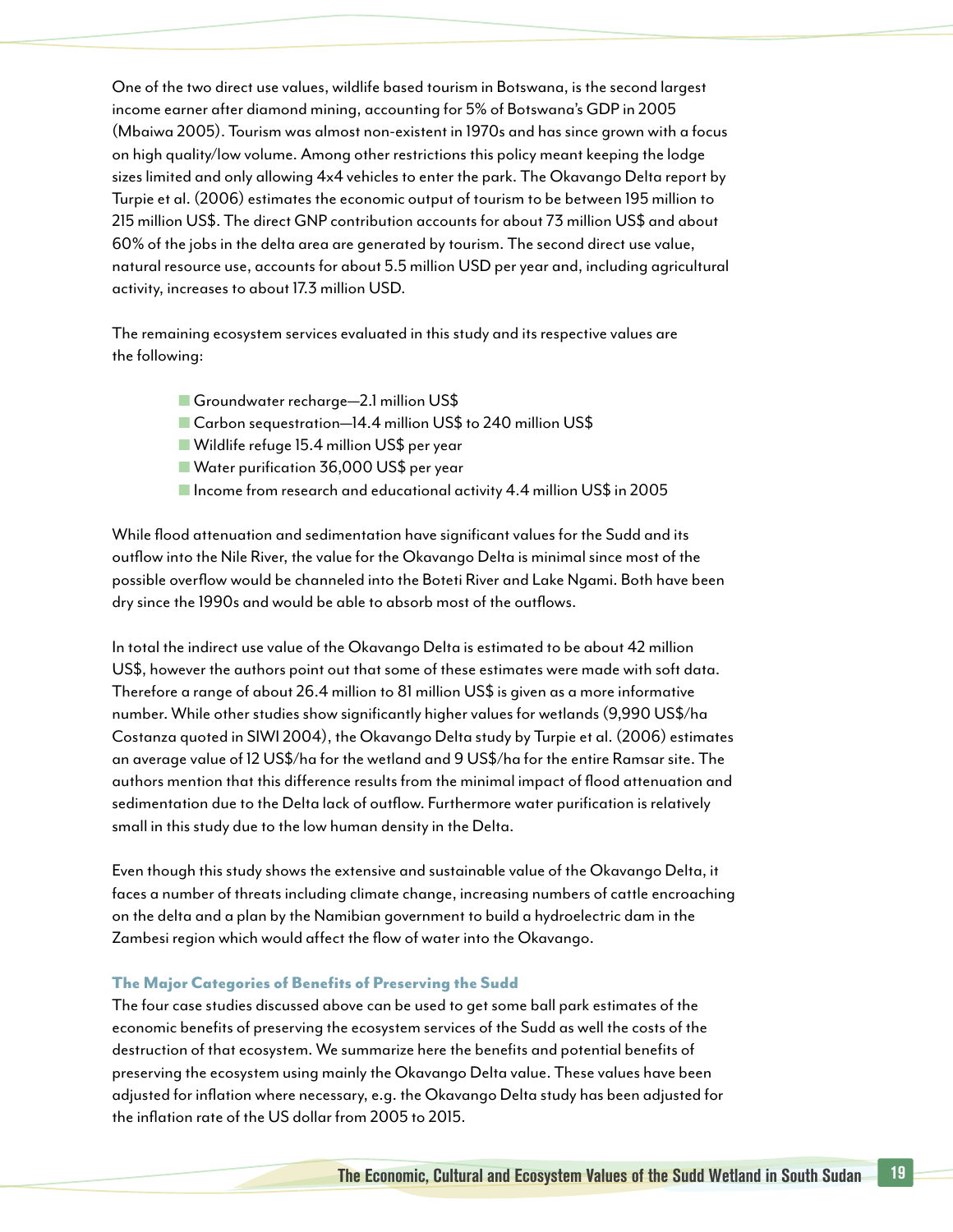One of the two direct use values, wildlife based tourism in Botswana, is the second largest income earner after diamond mining, accounting for 5% of Botswana's GDP in 2005 (Mbaiwa 2005). Tourism was almost non-existent in 1970s and has since grown with a focus on high quality/low volume. Among other restrictions this policy meant keeping the lodge sizes limited and only allowing 4x4 vehicles to enter the park. The Okavango Delta report by Turpie et al. (2006) estimates the economic output of tourism to be between 195 million to 215 million US$. The direct GNP contribution accounts for about 73 million US$ and about 60% of the jobs in the delta area are generated by tourism. The second direct use value, natural resource use, accounts for about 5.5 million USD per year and, including agricultural activity, increases to about 17.3 million USD.

The remaining ecosystem services evaluated in this study and its respective values are the following:

- Groundwater recharge—2.1 million US$
- Carbon sequestration—14.4 million US$ to 240 million US$
- Wildlife refuge 15.4 million US$ per year
- Water purification 36,000 US$ per year
- Income from research and educational activity 4.4 million US$ in 2005

While flood attenuation and sedimentation have significant values for the Sudd and its outflow into the Nile River, the value for the Okavango Delta is minimal since most of the possible overflow would be channeled into the Boteti River and Lake Ngami. Both have been dry since the 1990s and would be able to absorb most of the outflows.

In total the indirect use value of the Okavango Delta is estimated to be about 42 million US$, however the authors point out that some of these estimates were made with soft data. Therefore a range of about 26.4 million to 81 million US$ is given as a more informative number. While other studies show significantly higher values for wetlands (9,990 US$/ha Costanza quoted in SIWI 2004), the Okavango Delta study by Turpie et al. (2006) estimates an average value of 12 US$/ha for the wetland and 9 US$/ha for the entire Ramsar site. The authors mention that this difference results from the minimal impact of flood attenuation and sedimentation due to the Delta lack of outflow. Furthermore water purification is relatively small in this study due to the low human density in the Delta.

Even though this study shows the extensive and sustainable value of the Okavango Delta, it faces a number of threats including climate change, increasing numbers of cattle encroaching on the delta and a plan by the Namibian government to build a hydroelectric dam in the Zambesi region which would affect the flow of water into the Okavango.

### The Major Categories of Benefits of Preserving the Sudd

The four case studies discussed above can be used to get some ball park estimates of the economic benefits of preserving the ecosystem services of the Sudd as well the costs of the destruction of that ecosystem. We summarize here the benefits and potential benefits of preserving the ecosystem using mainly the Okavango Delta value. These values have been adjusted for inflation where necessary, e.g. the Okavango Delta study has been adjusted for the inflation rate of the US dollar from 2005 to 2015.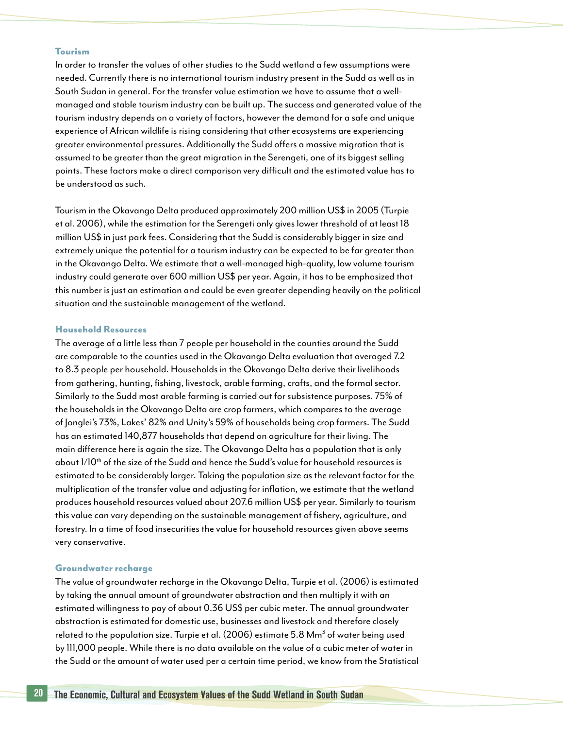### Tourism

In order to transfer the values of other studies to the Sudd wetland a few assumptions were needed. Currently there is no international tourism industry present in the Sudd as well as in South Sudan in general. For the transfer value estimation we have to assume that a well-managed and stable tourism industry can be built up. The success and generated value of the tourism industry depends on a variety of factors, however the demand for a safe and unique experience of African wildlife is rising considering that other ecosystems are experiencing greater environmental pressures. Additionally the Sudd offers a massive migration that is assumed to be greater than the great migration in the Serengeti, one of its biggest selling points. These factors make a direct comparison very difficult and the estimated value has to be understood as such.

Tourism in the Okavango Delta produced approximately 200 million US$ in 2005 (Turpie et al. 2006), while the estimation for the Serengeti only gives lower threshold of at least 18 million US$ in just park fees. Considering that the Sudd is considerably bigger in size and extremely unique the potential for a tourism industry can be expected to be far greater than in the Okavango Delta. We estimate that a well-managed high-quality, low volume tourism industry could generate over 600 million US$ per year. Again, it has to be emphasized that this number is just an estimation and could be even greater depending heavily on the political situation and the sustainable management of the wetland.

### Household Resources

The average of a little less than 7 people per household in the counties around the Sudd are comparable to the counties used in the Okavango Delta evaluation that averaged 7.2 to 8.3 people per household. Households in the Okavango Delta derive their livelihoods from gathering, hunting, fishing, livestock, arable farming, crafts, and the formal sector. Similarly to the Sudd most arable farming is carried out for subsistence purposes. 75% of the households in the Okavango Delta are crop farmers, which compares to the average of Jonglei's 73%, Lakes' 82% and Unity's 59% of households being crop farmers. The Sudd has an estimated 140,877 households that depend on agriculture for their living. The main difference here is again the size. The Okavango Delta has a population that is only about 1/10th of the size of the Sudd and hence the Sudd's value for household resources is estimated to be considerably larger. Taking the population size as the relevant factor for the multiplication of the transfer value and adjusting for inflation, we estimate that the wetland produces household resources valued about 207.6 million US$ per year. Similarly to tourism this value can vary depending on the sustainable management of fishery, agriculture, and forestry. In a time of food insecurities the value for household resources given above seems very conservative.

### Groundwater recharge

The value of groundwater recharge in the Okavango Delta, Turpie et al. (2006) is estimated by taking the annual amount of groundwater abstraction and then multiply it with an estimated willingness to pay of about 0.36 US$ per cubic meter. The annual groundwater abstraction is estimated for domestic use, businesses and livestock and therefore closely related to the population size. Turpie et al. (2006) estimate 5.8 $Mm^3$ of water being used by 111,000 people. While there is no data available on the value of a cubic meter of water in the Sudd or the amount of water used per a certain time period, we know from the Statistical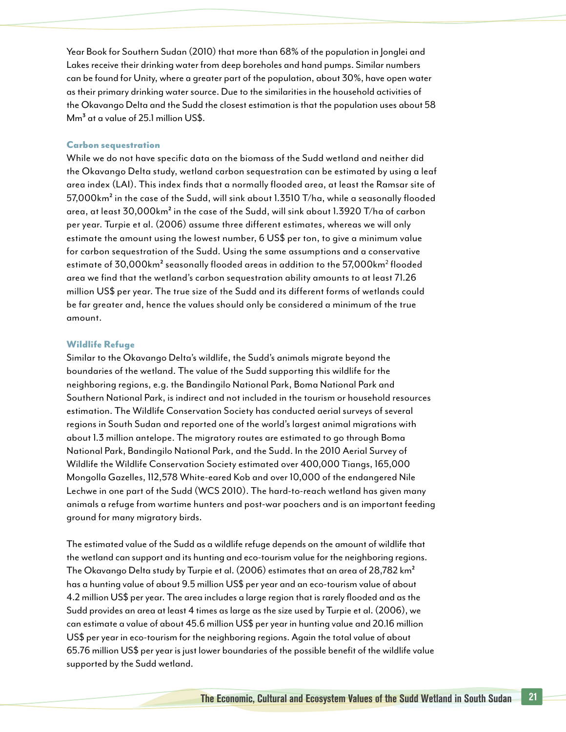Year Book for Southern Sudan (2010) that more than 68% of the population in Jonglei and Lakes receive their drinking water from deep boreholes and hand pumps. Similar numbers can be found for Unity, where a greater part of the population, about 30%, have open water as their primary drinking water source. Due to the similarities in the household activities of the Okavango Delta and the Sudd the closest estimation is that the population uses about 58 $Mm^3$ at a value of 25.1 million US$.

### Carbon sequestration

While we do not have specific data on the biomass of the Sudd wetland and neither did the Okavango Delta study, wetland carbon sequestration can be estimated by using a leaf area index (LAI). This index finds that a normally flooded area, at least the Ramsar site of 57,000$km^2$ in the case of the Sudd, will sink about 1.3510 T/ha, while a seasonally flooded area, at least 30,000$km^2$ in the case of the Sudd, will sink about 1.3920 T/ha of carbon per year. Turpie et al. (2006) assume three different estimates, whereas we will only estimate the amount using the lowest number, 6 US$ per ton, to give a minimum value for carbon sequestration of the Sudd. Using the same assumptions and a conservative estimate of 30,000$km^2$ seasonally flooded areas in addition to the 57,000$km^2$ flooded area we find that the wetland's carbon sequestration ability amounts to at least 71.26 million US$ per year. The true size of the Sudd and its different forms of wetlands could be far greater and, hence the values should only be considered a minimum of the true amount.

### Wildlife Refuge

Similar to the Okavango Delta's wildlife, the Sudd's animals migrate beyond the boundaries of the wetland. The value of the Sudd supporting this wildlife for the neighboring regions, e.g. the Bandingilo National Park, Boma National Park and Southern National Park, is indirect and not included in the tourism or household resources estimation. The Wildlife Conservation Society has conducted aerial surveys of several regions in South Sudan and reported one of the world's largest animal migrations with about 1.3 million antelope. The migratory routes are estimated to go through Boma National Park, Bandingilo National Park, and the Sudd. In the 2010 Aerial Survey of Wildlife the Wildlife Conservation Society estimated over 400,000 Tiangs, 165,000 Mongolla Gazelles, 112,578 White-eared Kob and over 10,000 of the endangered Nile Lechwe in one part of the Sudd (WCS 2010). The hard-to-reach wetland has given many animals a refuge from wartime hunters and post-war poachers and is an important feeding ground for many migratory birds.

The estimated value of the Sudd as a wildlife refuge depends on the amount of wildlife that the wetland can support and its hunting and eco-tourism value for the neighboring regions. The Okavango Delta study by Turpie et al. (2006) estimates that an area of 28,782 $km^2$ has a hunting value of about 9.5 million US$ per year and an eco-tourism value of about 4.2 million US$ per year. The area includes a large region that is rarely flooded and as the Sudd provides an area at least 4 times as large as the size used by Turpie et al. (2006), we can estimate a value of about 45.6 million US$ per year in hunting value and 20.16 million US$ per year in eco-tourism for the neighboring regions. Again the total value of about 65.76 million US$ per year is just lower boundaries of the possible benefit of the wildlife value supported by the Sudd wetland.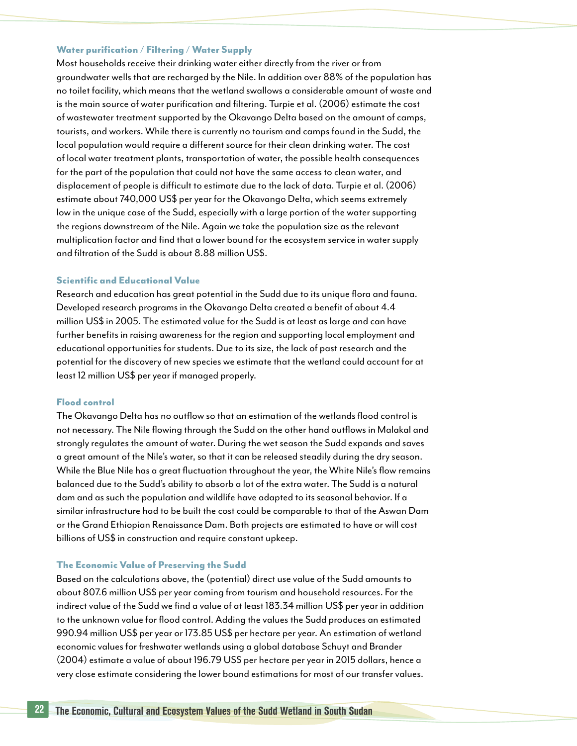### Water purification / Filtering / Water Supply

Most households receive their drinking water either directly from the river or from groundwater wells that are recharged by the Nile. In addition over 88% of the population has no toilet facility, which means that the wetland swallows a considerable amount of waste and is the main source of water purification and filtering. Turpie et al. (2006) estimate the cost of wastewater treatment supported by the Okavango Delta based on the amount of camps, tourists, and workers. While there is currently no tourism and camps found in the Sudd, the local population would require a different source for their clean drinking water. The cost of local water treatment plants, transportation of water, the possible health consequences for the part of the population that could not have the same access to clean water, and displacement of people is difficult to estimate due to the lack of data. Turpie et al. (2006) estimate about 740,000 US$ per year for the Okavango Delta, which seems extremely low in the unique case of the Sudd, especially with a large portion of the water supporting the regions downstream of the Nile. Again we take the population size as the relevant multiplication factor and find that a lower bound for the ecosystem service in water supply and filtration of the Sudd is about 8.88 million US$.

### Scientific and Educational Value

Research and education has great potential in the Sudd due to its unique flora and fauna. Developed research programs in the Okavango Delta created a benefit of about 4.4 million US$ in 2005. The estimated value for the Sudd is at least as large and can have further benefits in raising awareness for the region and supporting local employment and educational opportunities for students. Due to its size, the lack of past research and the potential for the discovery of new species we estimate that the wetland could account for at least 12 million US$ per year if managed properly.

### Flood control

The Okavango Delta has no outflow so that an estimation of the wetlands flood control is not necessary. The Nile flowing through the Sudd on the other hand outflows in Malakal and strongly regulates the amount of water. During the wet season the Sudd expands and saves a great amount of the Nile's water, so that it can be released steadily during the dry season. While the Blue Nile has a great fluctuation throughout the year, the White Nile's flow remains balanced due to the Sudd's ability to absorb a lot of the extra water. The Sudd is a natural dam and as such the population and wildlife have adapted to its seasonal behavior. If a similar infrastructure had to be built the cost could be comparable to that of the Aswan Dam or the Grand Ethiopian Renaissance Dam. Both projects are estimated to have or will cost billions of US$ in construction and require constant upkeep.

### The Economic Value of Preserving the Sudd

Based on the calculations above, the (potential) direct use value of the Sudd amounts to about 807.6 million US$ per year coming from tourism and household resources. For the indirect value of the Sudd we find a value of at least 183.34 million US$ per year in addition to the unknown value for flood control. Adding the values the Sudd produces an estimated 990.94 million US$ per year or 173.85 US$ per hectare per year. An estimation of wetland economic values for freshwater wetlands using a global database Schuyt and Brander (2004) estimate a value of about 196.79 US$ per hectare per year in 2015 dollars, hence a very close estimate considering the lower bound estimations for most of our transfer values.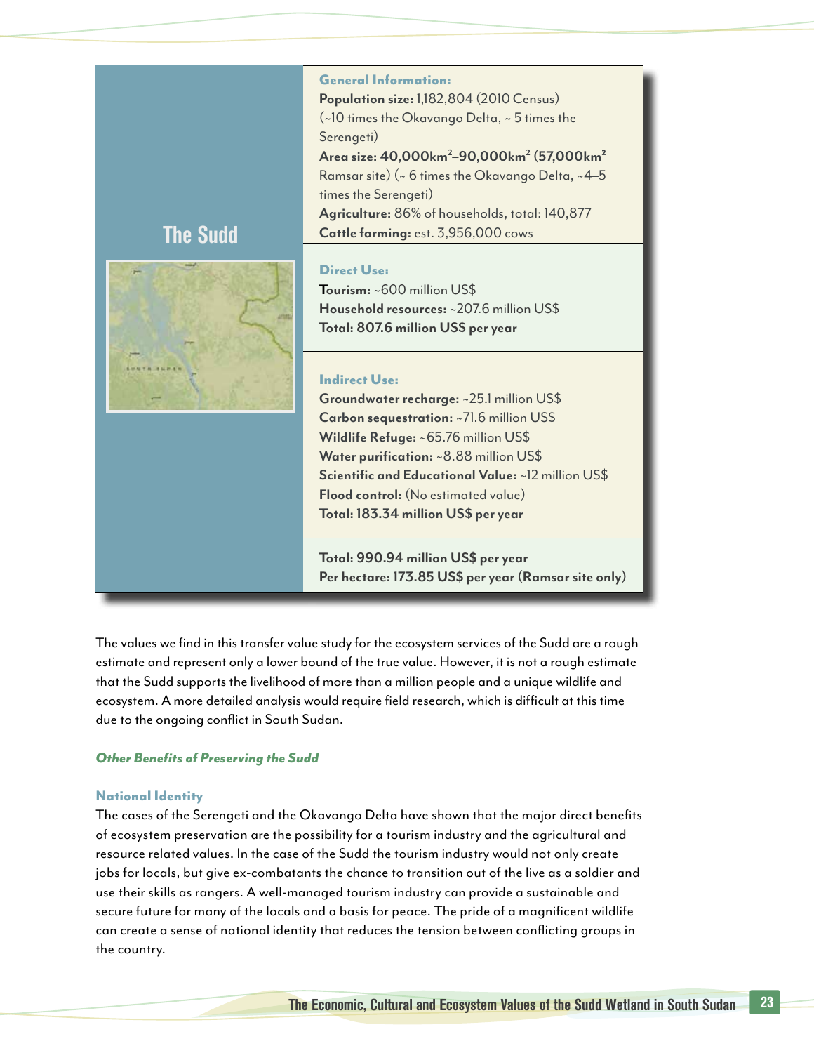## The Sudd

**General Information:**

**Population size:** 1,182,804 (2010 Census) (~10 times the Okavango Delta, ~ 5 times the Serengeti)

**Area size: 40,000km$^2$–90,000km$^2$ (57,000km$^2$** Ramsar site) (~ 6 times the Okavango Delta, ~4–5 times the Serengeti)

**Agriculture:** 86% of households, total: 140,877

**Cattle farming:** est. 3,956,000 cows

**Direct Use:**

**Tourism:** ~600 million US$

**Household resources:** ~207.6 million US$

**Total: 807.6 million US$ per year**

**Indirect Use:**

**Groundwater recharge:** ~25.1 million US$

**Carbon sequestration:** ~71.6 million US$

**Wildlife Refuge:** ~65.76 million US$

**Water purification:** ~8.88 million US$

**Scientific and Educational Value:** ~12 million US$

**Flood control:** (No estimated value)

**Total: 183.34 million US$ per year**

**Total: 990.94 million US$ per year**

**Per hectare: 173.85 US$ per year (Ramsar site only)**

The values we find in this transfer value study for the ecosystem services of the Sudd are a rough estimate and represent only a lower bound of the true value. However, it is not a rough estimate that the Sudd supports the livelihood of more than a million people and a unique wildlife and ecosystem. A more detailed analysis would require field research, which is difficult at this time due to the ongoing conflict in South Sudan.

### *Other Benefits of Preserving the Sudd*

#### National Identity

The cases of the Serengeti and the Okavango Delta have shown that the major direct benefits of ecosystem preservation are the possibility for a tourism industry and the agricultural and resource related values. In the case of the Sudd the tourism industry would not only create jobs for locals, but give ex-combatants the chance to transition out of the live as a soldier and use their skills as rangers. A well-managed tourism industry can provide a sustainable and secure future for many of the locals and a basis for peace. The pride of a magnificent wildlife can create a sense of national identity that reduces the tension between conflicting groups in the country.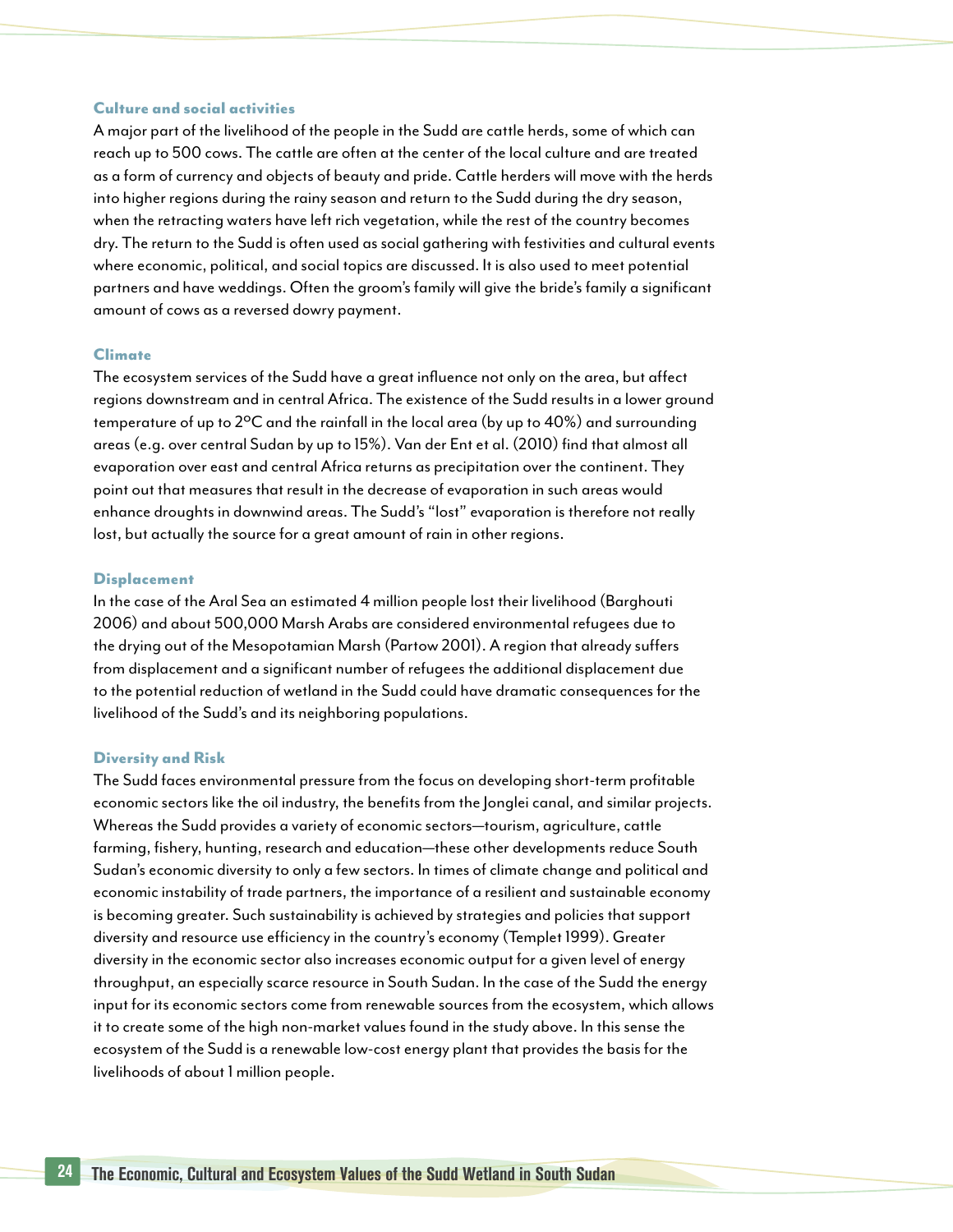### Culture and social activities

A major part of the livelihood of the people in the Sudd are cattle herds, some of which can reach up to 500 cows. The cattle are often at the center of the local culture and are treated as a form of currency and objects of beauty and pride. Cattle herders will move with the herds into higher regions during the rainy season and return to the Sudd during the dry season, when the retracting waters have left rich vegetation, while the rest of the country becomes dry. The return to the Sudd is often used as social gathering with festivities and cultural events where economic, political, and social topics are discussed. It is also used to meet potential partners and have weddings. Often the groom's family will give the bride's family a significant amount of cows as a reversed dowry payment.

### Climate

The ecosystem services of the Sudd have a great influence not only on the area, but affect regions downstream and in central Africa. The existence of the Sudd results in a lower ground temperature of up to 2ºC and the rainfall in the local area (by up to 40%) and surrounding areas (e.g. over central Sudan by up to 15%). Van der Ent et al. (2010) find that almost all evaporation over east and central Africa returns as precipitation over the continent. They point out that measures that result in the decrease of evaporation in such areas would enhance droughts in downwind areas. The Sudd's "lost" evaporation is therefore not really lost, but actually the source for a great amount of rain in other regions.

### Displacement

In the case of the Aral Sea an estimated 4 million people lost their livelihood (Barghouti 2006) and about 500,000 Marsh Arabs are considered environmental refugees due to the drying out of the Mesopotamian Marsh (Partow 2001). A region that already suffers from displacement and a significant number of refugees the additional displacement due to the potential reduction of wetland in the Sudd could have dramatic consequences for the livelihood of the Sudd's and its neighboring populations.

### Diversity and Risk

The Sudd faces environmental pressure from the focus on developing short-term profitable economic sectors like the oil industry, the benefits from the Jonglei canal, and similar projects. Whereas the Sudd provides a variety of economic sectors—tourism, agriculture, cattle farming, fishery, hunting, research and education—these other developments reduce South Sudan's economic diversity to only a few sectors. In times of climate change and political and economic instability of trade partners, the importance of a resilient and sustainable economy is becoming greater. Such sustainability is achieved by strategies and policies that support diversity and resource use efficiency in the country's economy (Templet 1999). Greater diversity in the economic sector also increases economic output for a given level of energy throughput, an especially scarce resource in South Sudan. In the case of the Sudd the energy input for its economic sectors come from renewable sources from the ecosystem, which allows it to create some of the high non-market values found in the study above. In this sense the ecosystem of the Sudd is a renewable low-cost energy plant that provides the basis for the livelihoods of about 1 million people.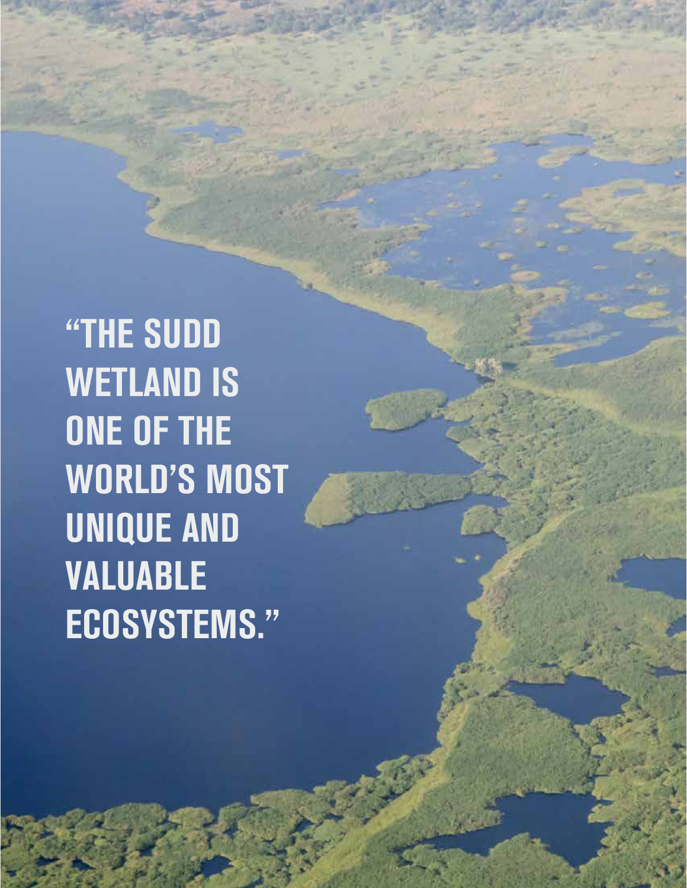**"THE SUDD WETLAND IS ONE OF THE WORLD'S MOST UNIQUE AND VALUABLE ECOSYSTEMS."**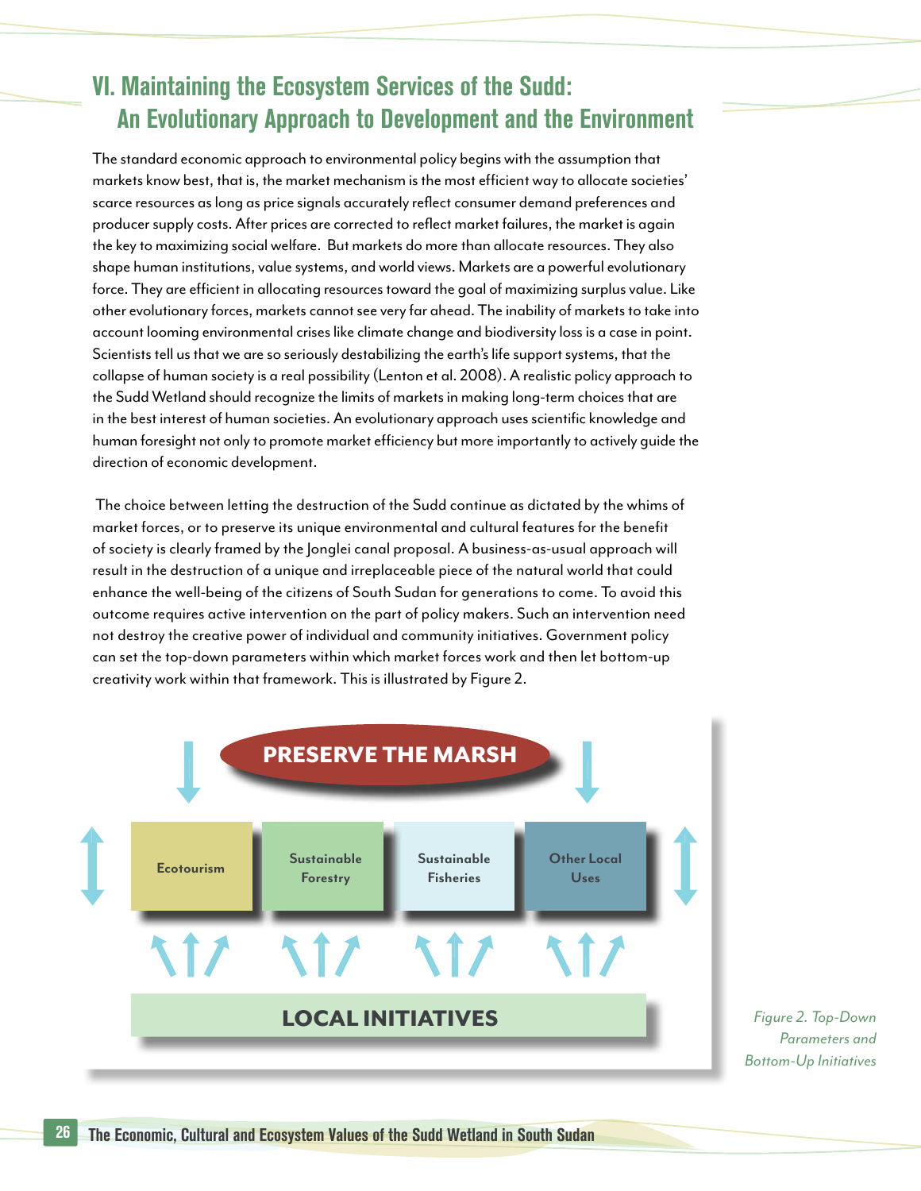# VI. Maintaining the Ecosystem Services of the Sudd: An Evolutionary Approach to Development and the Environment

The standard economic approach to environmental policy begins with the assumption that markets know best, that is, the market mechanism is the most efficient way to allocate societies' scarce resources as long as price signals accurately reflect consumer demand preferences and producer supply costs. After prices are corrected to reflect market failures, the market is again the key to maximizing social welfare. But markets do more than allocate resources. They also shape human institutions, value systems, and world views. Markets are a powerful evolutionary force. They are efficient in allocating resources toward the goal of maximizing surplus value. Like other evolutionary forces, markets cannot see very far ahead. The inability of markets to take into account looming environmental crises like climate change and biodiversity loss is a case in point. Scientists tell us that we are so seriously destabilizing the earth's life support systems, that the collapse of human society is a real possibility (Lenton et al. 2008). A realistic policy approach to the Sudd Wetland should recognize the limits of markets in making long-term choices that are in the best interest of human societies. An evolutionary approach uses scientific knowledge and human foresight not only to promote market efficiency but more importantly to actively guide the direction of economic development.

The choice between letting the destruction of the Sudd continue as dictated by the whims of market forces, or to preserve its unique environmental and cultural features for the benefit of society is clearly framed by the Jonglei canal proposal. A business-as-usual approach will result in the destruction of a unique and irreplaceable piece of the natural world that could enhance the well-being of the citizens of South Sudan for generations to come. To avoid this outcome requires active intervention on the part of policy makers. Such an intervention need not destroy the creative power of individual and community initiatives. Government policy can set the top-down parameters within which market forces work and then let bottom-up creativity work within that framework. This is illustrated by Figure 2.

**PRESERVE THE MARSH**

| Ecotourism | Sustainable Forestry | Sustainable Fisheries | Other Local Uses |
|---|---|---|---|

**LOCAL INITIATIVES**

*Figure 2. Top-Down Parameters and Bottom-Up Initiatives*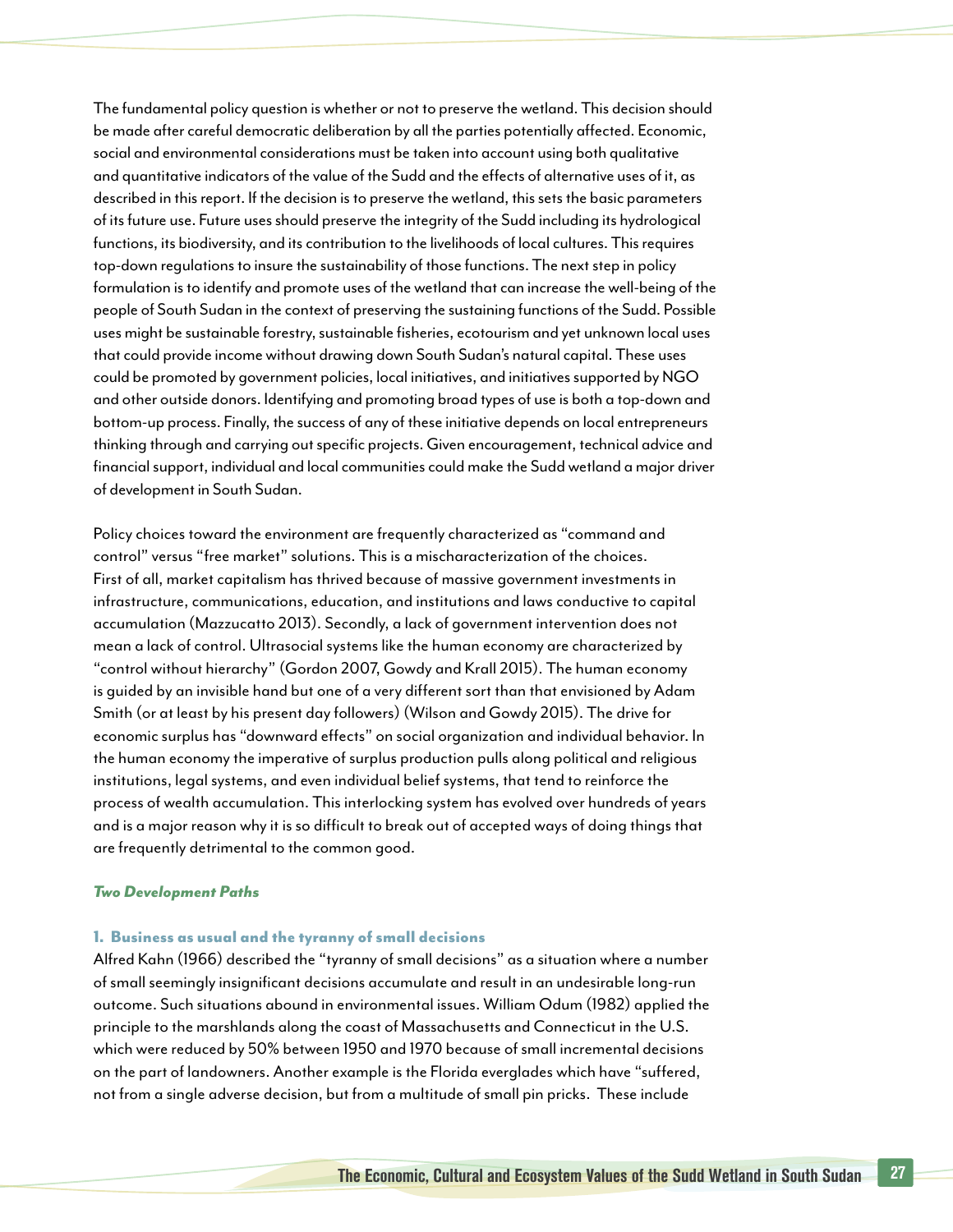The fundamental policy question is whether or not to preserve the wetland. This decision should be made after careful democratic deliberation by all the parties potentially affected. Economic, social and environmental considerations must be taken into account using both qualitative and quantitative indicators of the value of the Sudd and the effects of alternative uses of it, as described in this report. If the decision is to preserve the wetland, this sets the basic parameters of its future use. Future uses should preserve the integrity of the Sudd including its hydrological functions, its biodiversity, and its contribution to the livelihoods of local cultures. This requires top-down regulations to insure the sustainability of those functions. The next step in policy formulation is to identify and promote uses of the wetland that can increase the well-being of the people of South Sudan in the context of preserving the sustaining functions of the Sudd. Possible uses might be sustainable forestry, sustainable fisheries, ecotourism and yet unknown local uses that could provide income without drawing down South Sudan's natural capital. These uses could be promoted by government policies, local initiatives, and initiatives supported by NGO and other outside donors. Identifying and promoting broad types of use is both a top-down and bottom-up process. Finally, the success of any of these initiative depends on local entrepreneurs thinking through and carrying out specific projects. Given encouragement, technical advice and financial support, individual and local communities could make the Sudd wetland a major driver of development in South Sudan.

Policy choices toward the environment are frequently characterized as "command and control" versus "free market" solutions. This is a mischaracterization of the choices. First of all, market capitalism has thrived because of massive government investments in infrastructure, communications, education, and institutions and laws conductive to capital accumulation (Mazzucatto 2013). Secondly, a lack of government intervention does not mean a lack of control. Ultrasocial systems like the human economy are characterized by "control without hierarchy" (Gordon 2007, Gowdy and Krall 2015). The human economy is guided by an invisible hand but one of a very different sort than that envisioned by Adam Smith (or at least by his present day followers) (Wilson and Gowdy 2015). The drive for economic surplus has "downward effects" on social organization and individual behavior. In the human economy the imperative of surplus production pulls along political and religious institutions, legal systems, and even individual belief systems, that tend to reinforce the process of wealth accumulation. This interlocking system has evolved over hundreds of years and is a major reason why it is so difficult to break out of accepted ways of doing things that are frequently detrimental to the common good.

### *Two Development Paths*

#### 1. Business as usual and the tyranny of small decisions

Alfred Kahn (1966) described the "tyranny of small decisions" as a situation where a number of small seemingly insignificant decisions accumulate and result in an undesirable long-run outcome. Such situations abound in environmental issues. William Odum (1982) applied the principle to the marshlands along the coast of Massachusetts and Connecticut in the U.S. which were reduced by 50% between 1950 and 1970 because of small incremental decisions on the part of landowners. Another example is the Florida everglades which have "suffered, not from a single adverse decision, but from a multitude of small pin pricks. These include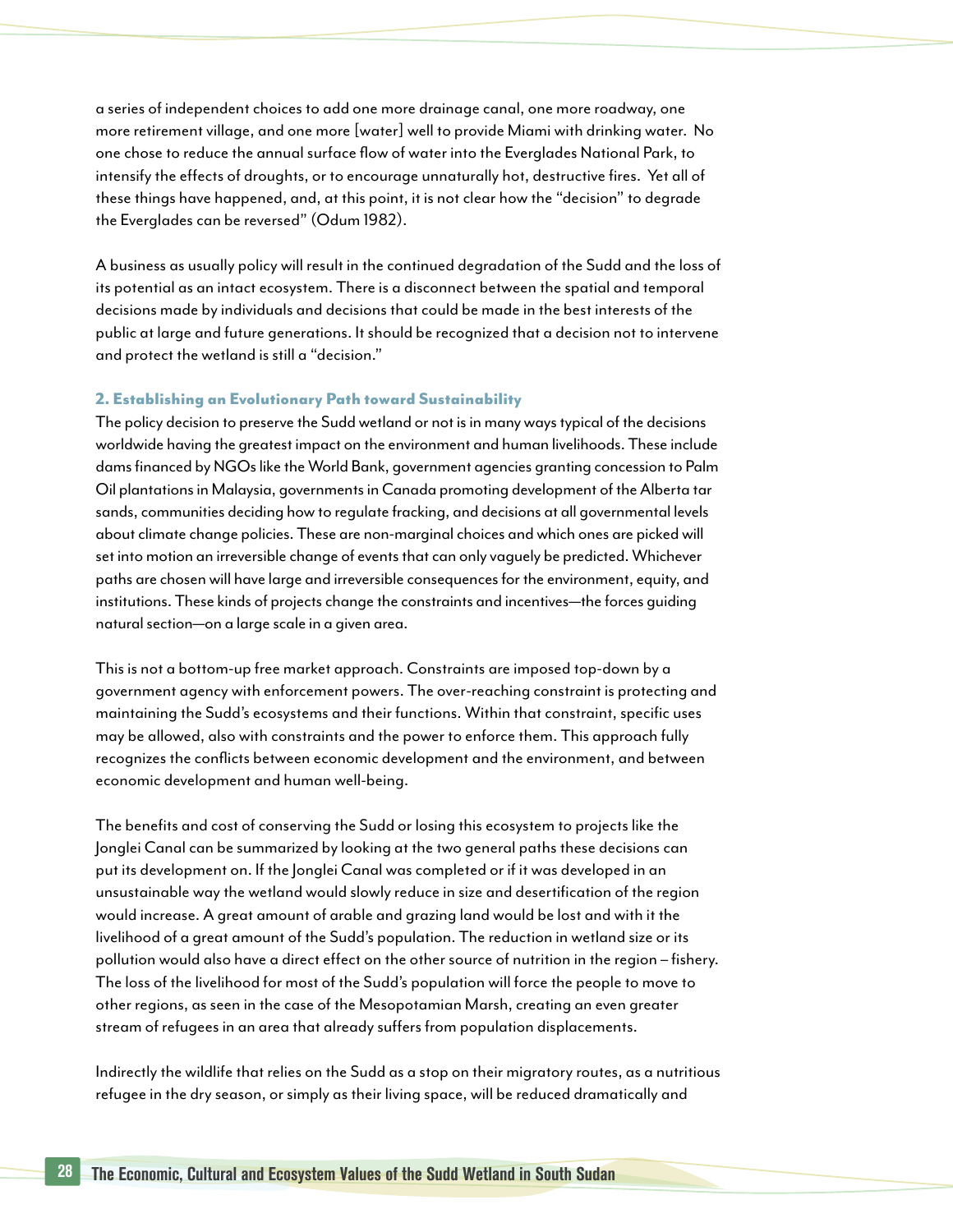a series of independent choices to add one more drainage canal, one more roadway, one more retirement village, and one more [water] well to provide Miami with drinking water. No one chose to reduce the annual surface flow of water into the Everglades National Park, to intensify the effects of droughts, or to encourage unnaturally hot, destructive fires. Yet all of these things have happened, and, at this point, it is not clear how the "decision" to degrade the Everglades can be reversed" (Odum 1982).

A business as usually policy will result in the continued degradation of the Sudd and the loss of its potential as an intact ecosystem. There is a disconnect between the spatial and temporal decisions made by individuals and decisions that could be made in the best interests of the public at large and future generations. It should be recognized that a decision not to intervene and protect the wetland is still a "decision."

### 2. Establishing an Evolutionary Path toward Sustainability

The policy decision to preserve the Sudd wetland or not is in many ways typical of the decisions worldwide having the greatest impact on the environment and human livelihoods. These include dams financed by NGOs like the World Bank, government agencies granting concession to Palm Oil plantations in Malaysia, governments in Canada promoting development of the Alberta tar sands, communities deciding how to regulate fracking, and decisions at all governmental levels about climate change policies. These are non-marginal choices and which ones are picked will set into motion an irreversible change of events that can only vaguely be predicted. Whichever paths are chosen will have large and irreversible consequences for the environment, equity, and institutions. These kinds of projects change the constraints and incentives—the forces guiding natural section—on a large scale in a given area.

This is not a bottom-up free market approach. Constraints are imposed top-down by a government agency with enforcement powers. The over-reaching constraint is protecting and maintaining the Sudd's ecosystems and their functions. Within that constraint, specific uses may be allowed, also with constraints and the power to enforce them. This approach fully recognizes the conflicts between economic development and the environment, and between economic development and human well-being.

The benefits and cost of conserving the Sudd or losing this ecosystem to projects like the Jonglei Canal can be summarized by looking at the two general paths these decisions can put its development on. If the Jonglei Canal was completed or if it was developed in an unsustainable way the wetland would slowly reduce in size and desertification of the region would increase. A great amount of arable and grazing land would be lost and with it the livelihood of a great amount of the Sudd's population. The reduction in wetland size or its pollution would also have a direct effect on the other source of nutrition in the region – fishery. The loss of the livelihood for most of the Sudd's population will force the people to move to other regions, as seen in the case of the Mesopotamian Marsh, creating an even greater stream of refugees in an area that already suffers from population displacements.

Indirectly the wildlife that relies on the Sudd as a stop on their migratory routes, as a nutritious refugee in the dry season, or simply as their living space, will be reduced dramatically and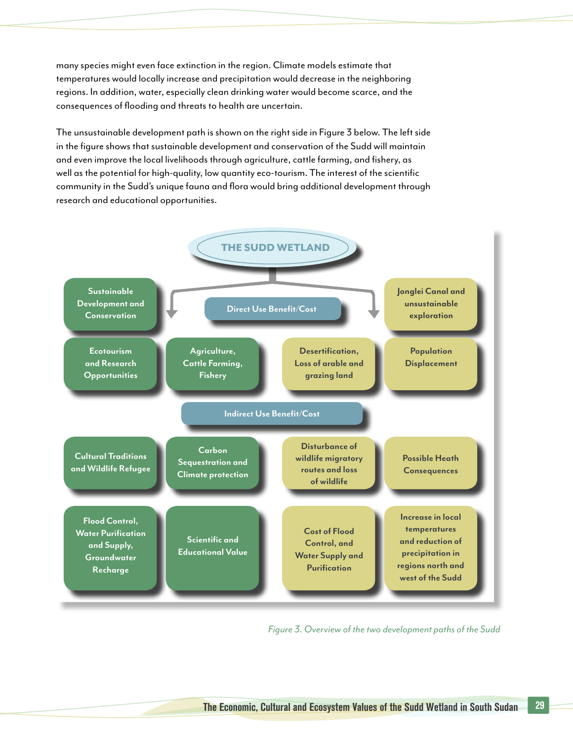many species might even face extinction in the region. Climate models estimate that temperatures would locally increase and precipitation would decrease in the neighboring regions. In addition, water, especially clean drinking water would become scarce, and the consequences of flooding and threats to health are uncertain.

The unsustainable development path is shown on the right side in Figure 3 below. The left side in the figure shows that sustainable development and conservation of the Sudd will maintain and even improve the local livelihoods through agriculture, cattle farming, and fishery, as well as the potential for high-quality, low quantity eco-tourism. The interest of the scientific community in the Sudd's unique fauna and flora would bring additional development through research and educational opportunities.

**THE SUDD WETLAND**

| Sustainable Development and Conservation | | | Jonglei Canal and unsustainable exploration |
|---|---|---|---|
| **Direct Use Benefit/Cost** | | | |
| Ecotourism and Research Opportunities | Agriculture, Cattle Farming, Fishery | Desertification, Loss of arable and grazing land | Population Displacement |
| **Indirect Use Benefit/Cost** | | | |
| Cultural Traditions and Wildlife Refugee | Carbon Sequestration and Climate protection | Disturbance of wildlife migratory routes and loss of wildlife | Possible Heath Consequences |
| Flood Control, Water Purification and Supply, Groundwater Recharge | Scientific and Educational Value | Cost of Flood Control, and Water Supply and Purification | Increase in local temperatures and reduction of precipitation in regions north and west of the Sudd |

*Figure 3. Overview of the two development paths of the Sudd*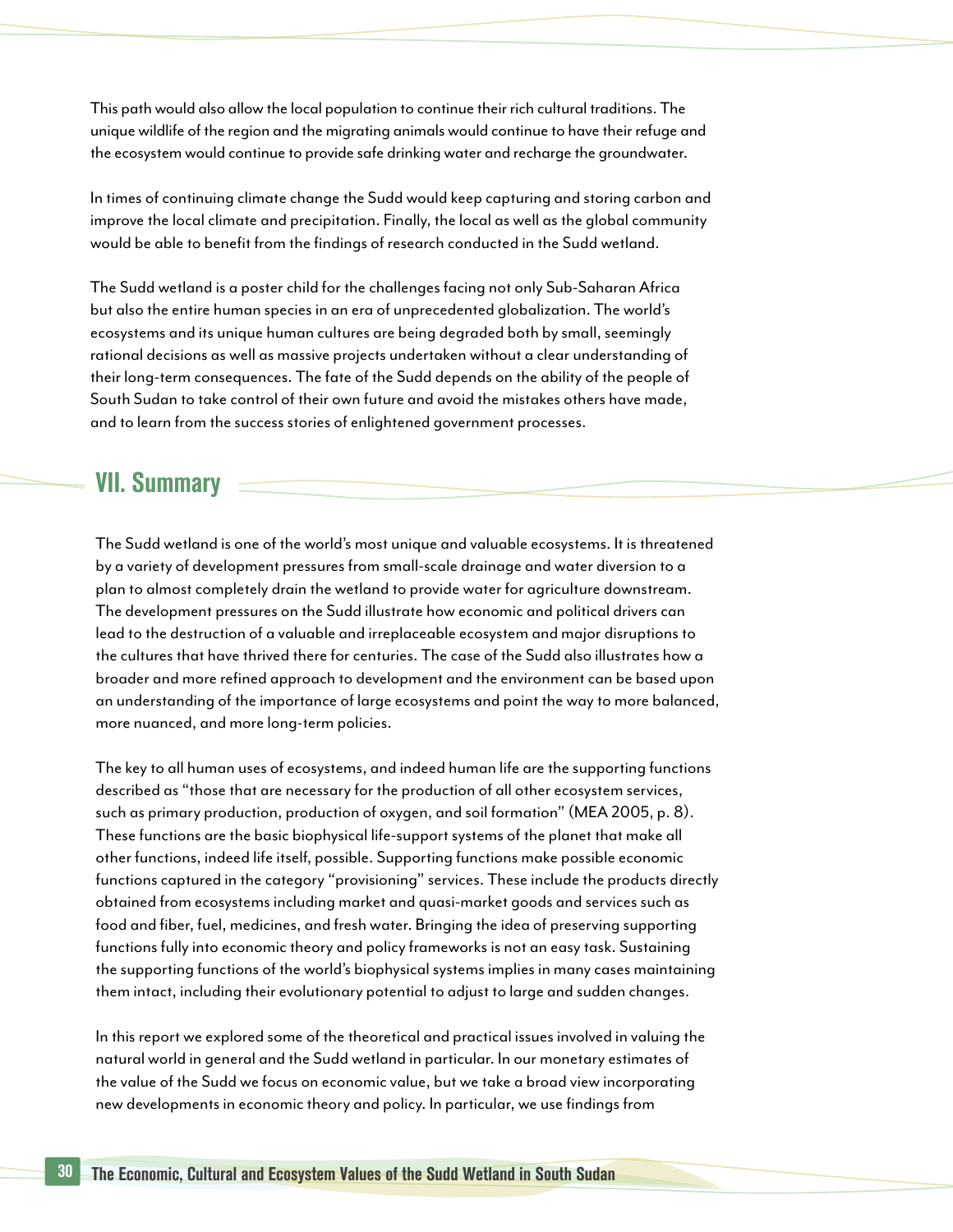This path would also allow the local population to continue their rich cultural traditions. The unique wildlife of the region and the migrating animals would continue to have their refuge and the ecosystem would continue to provide safe drinking water and recharge the groundwater.

In times of continuing climate change the Sudd would keep capturing and storing carbon and improve the local climate and precipitation. Finally, the local as well as the global community would be able to benefit from the findings of research conducted in the Sudd wetland.

The Sudd wetland is a poster child for the challenges facing not only Sub-Saharan Africa but also the entire human species in an era of unprecedented globalization. The world's ecosystems and its unique human cultures are being degraded both by small, seemingly rational decisions as well as massive projects undertaken without a clear understanding of their long-term consequences. The fate of the Sudd depends on the ability of the people of South Sudan to take control of their own future and avoid the mistakes others have made, and to learn from the success stories of enlightened government processes.

## VII. Summary

The Sudd wetland is one of the world's most unique and valuable ecosystems. It is threatened by a variety of development pressures from small-scale drainage and water diversion to a plan to almost completely drain the wetland to provide water for agriculture downstream. The development pressures on the Sudd illustrate how economic and political drivers can lead to the destruction of a valuable and irreplaceable ecosystem and major disruptions to the cultures that have thrived there for centuries. The case of the Sudd also illustrates how a broader and more refined approach to development and the environment can be based upon an understanding of the importance of large ecosystems and point the way to more balanced, more nuanced, and more long-term policies.

The key to all human uses of ecosystems, and indeed human life are the supporting functions described as "those that are necessary for the production of all other ecosystem services, such as primary production, production of oxygen, and soil formation" (MEA 2005, p. 8). These functions are the basic biophysical life-support systems of the planet that make all other functions, indeed life itself, possible. Supporting functions make possible economic functions captured in the category "provisioning" services. These include the products directly obtained from ecosystems including market and quasi-market goods and services such as food and fiber, fuel, medicines, and fresh water. Bringing the idea of preserving supporting functions fully into economic theory and policy frameworks is not an easy task. Sustaining the supporting functions of the world's biophysical systems implies in many cases maintaining them intact, including their evolutionary potential to adjust to large and sudden changes.

In this report we explored some of the theoretical and practical issues involved in valuing the natural world in general and the Sudd wetland in particular. In our monetary estimates of the value of the Sudd we focus on economic value, but we take a broad view incorporating new developments in economic theory and policy. In particular, we use findings from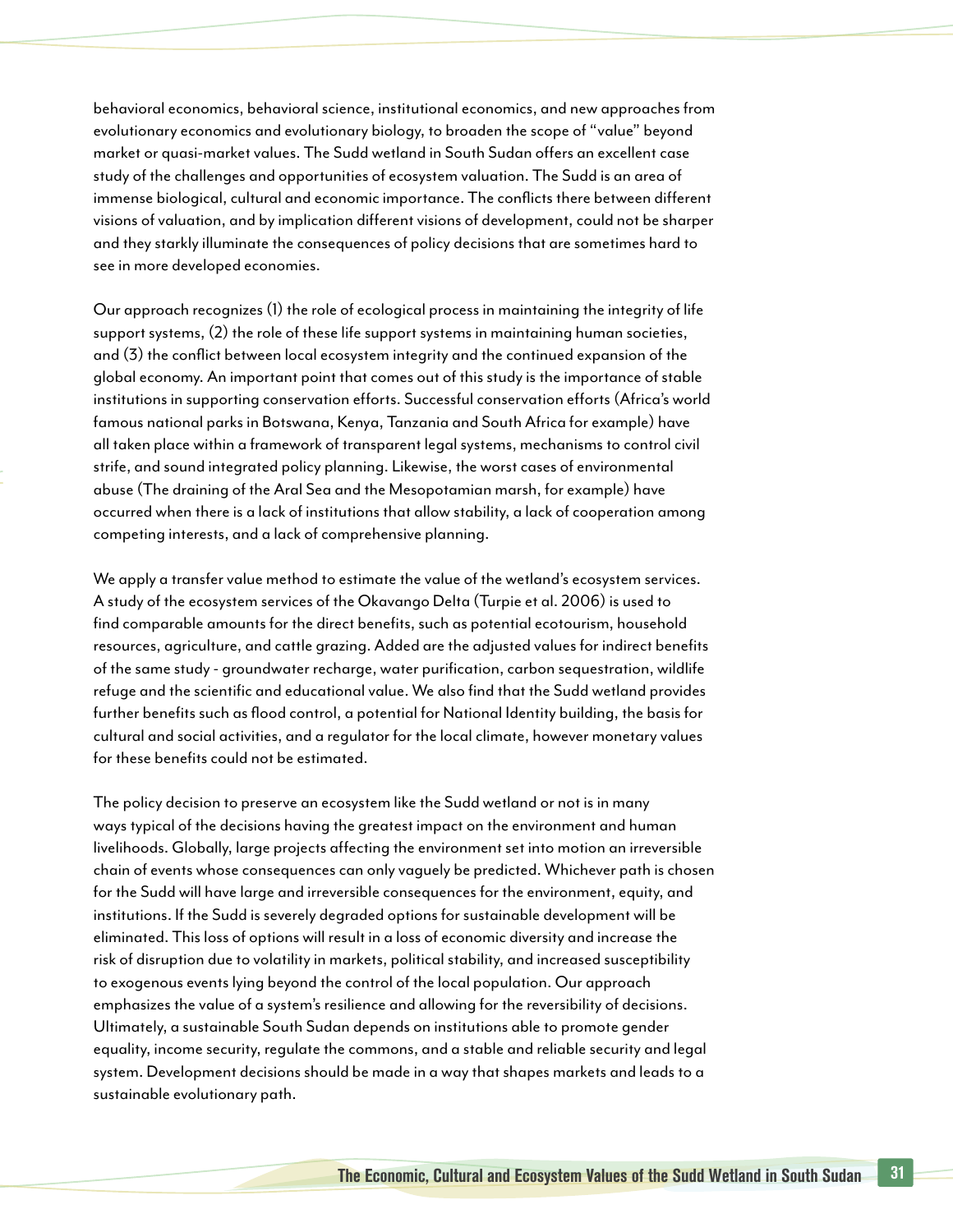behavioral economics, behavioral science, institutional economics, and new approaches from evolutionary economics and evolutionary biology, to broaden the scope of "value" beyond market or quasi-market values. The Sudd wetland in South Sudan offers an excellent case study of the challenges and opportunities of ecosystem valuation. The Sudd is an area of immense biological, cultural and economic importance. The conflicts there between different visions of valuation, and by implication different visions of development, could not be sharper and they starkly illuminate the consequences of policy decisions that are sometimes hard to see in more developed economies.

Our approach recognizes (1) the role of ecological process in maintaining the integrity of life support systems, (2) the role of these life support systems in maintaining human societies, and (3) the conflict between local ecosystem integrity and the continued expansion of the global economy. An important point that comes out of this study is the importance of stable institutions in supporting conservation efforts. Successful conservation efforts (Africa's world famous national parks in Botswana, Kenya, Tanzania and South Africa for example) have all taken place within a framework of transparent legal systems, mechanisms to control civil strife, and sound integrated policy planning. Likewise, the worst cases of environmental abuse (The draining of the Aral Sea and the Mesopotamian marsh, for example) have occurred when there is a lack of institutions that allow stability, a lack of cooperation among competing interests, and a lack of comprehensive planning.

We apply a transfer value method to estimate the value of the wetland's ecosystem services. A study of the ecosystem services of the Okavango Delta (Turpie et al. 2006) is used to find comparable amounts for the direct benefits, such as potential ecotourism, household resources, agriculture, and cattle grazing. Added are the adjusted values for indirect benefits of the same study - groundwater recharge, water purification, carbon sequestration, wildlife refuge and the scientific and educational value. We also find that the Sudd wetland provides further benefits such as flood control, a potential for National Identity building, the basis for cultural and social activities, and a regulator for the local climate, however monetary values for these benefits could not be estimated.

The policy decision to preserve an ecosystem like the Sudd wetland or not is in many ways typical of the decisions having the greatest impact on the environment and human livelihoods. Globally, large projects affecting the environment set into motion an irreversible chain of events whose consequences can only vaguely be predicted. Whichever path is chosen for the Sudd will have large and irreversible consequences for the environment, equity, and institutions. If the Sudd is severely degraded options for sustainable development will be eliminated. This loss of options will result in a loss of economic diversity and increase the risk of disruption due to volatility in markets, political stability, and increased susceptibility to exogenous events lying beyond the control of the local population. Our approach emphasizes the value of a system's resilience and allowing for the reversibility of decisions. Ultimately, a sustainable South Sudan depends on institutions able to promote gender equality, income security, regulate the commons, and a stable and reliable security and legal system. Development decisions should be made in a way that shapes markets and leads to a sustainable evolutionary path.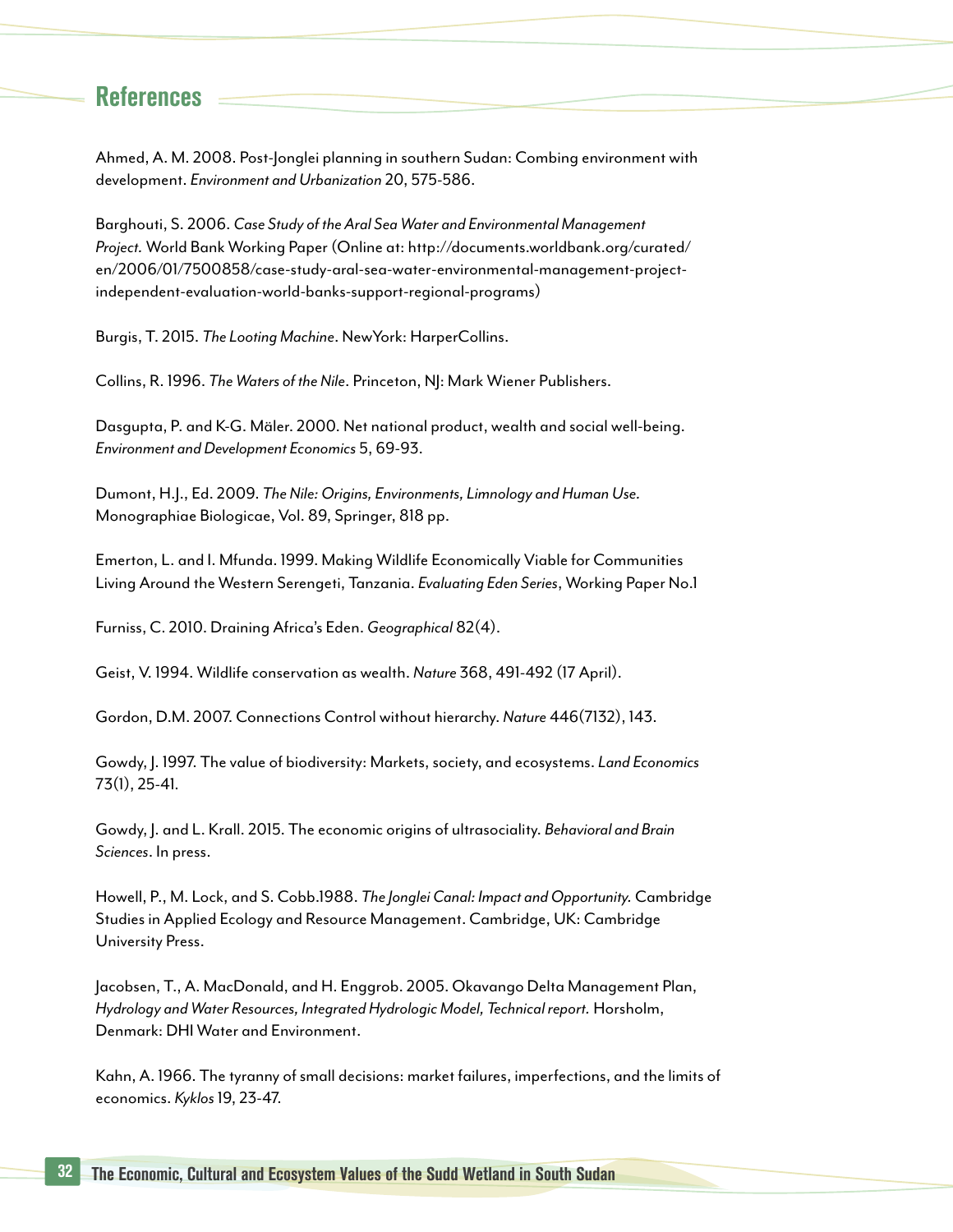## References

Ahmed, A. M. 2008. Post-Jonglei planning in southern Sudan: Combing environment with development. *Environment and Urbanization* 20, 575-586.

Barghouti, S. 2006. *Case Study of the Aral Sea Water and Environmental Management Project.* World Bank Working Paper (Online at: http://documents.worldbank.org/curated/en/2006/01/7500858/case-study-aral-sea-water-environmental-management-project-independent-evaluation-world-banks-support-regional-programs)

Burgis, T. 2015. *The Looting Machine*. NewYork: HarperCollins.

Collins, R. 1996. *The Waters of the Nile*. Princeton, NJ: Mark Wiener Publishers.

Dasgupta, P. and K-G. Mäler. 2000. Net national product, wealth and social well-being. *Environment and Development Economics* 5, 69-93.

Dumont, H.J., Ed. 2009. *The Nile: Origins, Environments, Limnology and Human Use.* Monographiae Biologicae, Vol. 89, Springer, 818 pp.

Emerton, L. and I. Mfunda. 1999. Making Wildlife Economically Viable for Communities Living Around the Western Serengeti, Tanzania. *Evaluating Eden Series*, Working Paper No.1

Furniss, C. 2010. Draining Africa's Eden. *Geographical* 82(4).

Geist, V. 1994. Wildlife conservation as wealth. *Nature* 368, 491-492 (17 April).

Gordon, D.M. 2007. Connections Control without hierarchy. *Nature* 446(7132), 143.

Gowdy, J. 1997. The value of biodiversity: Markets, society, and ecosystems. *Land Economics* 73(1), 25-41.

Gowdy, J. and L. Krall. 2015. The economic origins of ultrasociality. *Behavioral and Brain Sciences*. In press.

Howell, P., M. Lock, and S. Cobb.1988. *The Jonglei Canal: Impact and Opportunity.* Cambridge Studies in Applied Ecology and Resource Management. Cambridge, UK: Cambridge University Press.

Jacobsen, T., A. MacDonald, and H. Enggrob. 2005. Okavango Delta Management Plan, *Hydrology and Water Resources, Integrated Hydrologic Model, Technical report.* Horsholm, Denmark: DHI Water and Environment.

Kahn, A. 1966. The tyranny of small decisions: market failures, imperfections, and the limits of economics. *Kyklos* 19, 23-47.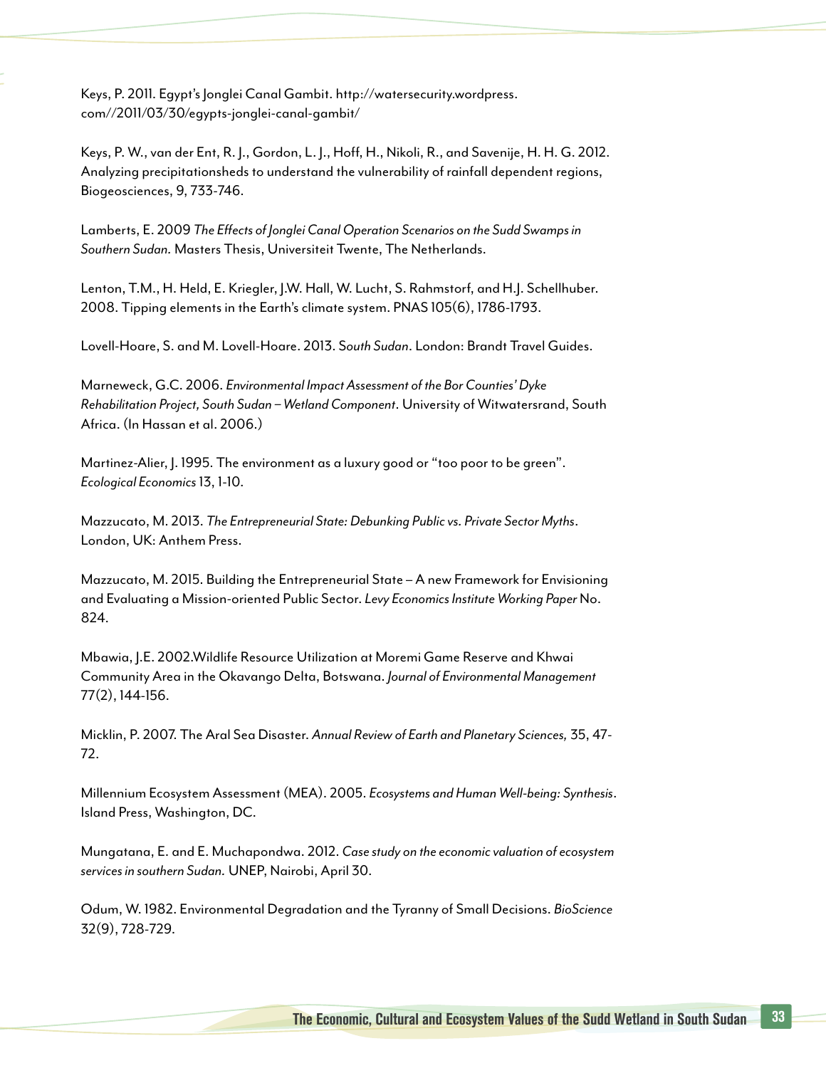Keys, P. 2011. Egypt's Jonglei Canal Gambit. http://watersecurity.wordpress.com//2011/03/30/egypts-jonglei-canal-gambit/

Keys, P. W., van der Ent, R. J., Gordon, L. J., Hoff, H., Nikoli, R., and Savenije, H. H. G. 2012. Analyzing precipitationsheds to understand the vulnerability of rainfall dependent regions, Biogeosciences, 9, 733-746.

Lamberts, E. 2009 *The Effects of Jonglei Canal Operation Scenarios on the Sudd Swamps in Southern Sudan.* Masters Thesis, Universiteit Twente, The Netherlands.

Lenton, T.M., H. Held, E. Kriegler, J.W. Hall, W. Lucht, S. Rahmstorf, and H.J. Schellhuber. 2008. Tipping elements in the Earth's climate system. PNAS 105(6), 1786-1793.

Lovell-Hoare, S. and M. Lovell-Hoare. 2013. *South Sudan*. London: Brandt Travel Guides.

Marneweck, G.C. 2006. *Environmental Impact Assessment of the Bor Counties' Dyke Rehabilitation Project, South Sudan – Wetland Component*. University of Witwatersrand, South Africa. (In Hassan et al. 2006.)

Martinez-Alier, J. 1995. The environment as a luxury good or "too poor to be green". *Ecological Economics* 13, 1-10.

Mazzucato, M. 2013. *The Entrepreneurial State: Debunking Public vs. Private Sector Myths*. London, UK: Anthem Press.

Mazzucato, M. 2015. Building the Entrepreneurial State – A new Framework for Envisioning and Evaluating a Mission-oriented Public Sector. *Levy Economics Institute Working Paper* No. 824.

Mbawia, J.E. 2002.Wildlife Resource Utilization at Moremi Game Reserve and Khwai Community Area in the Okavango Delta, Botswana. *Journal of Environmental Management* 77(2), 144-156.

Micklin, P. 2007. The Aral Sea Disaster. *Annual Review of Earth and Planetary Sciences,* 35, 47-72.

Millennium Ecosystem Assessment (MEA). 2005. *Ecosystems and Human Well-being: Synthesis*. Island Press, Washington, DC.

Mungatana, E. and E. Muchapondwa. 2012. *Case study on the economic valuation of ecosystem services in southern Sudan.* UNEP, Nairobi, April 30.

Odum, W. 1982. Environmental Degradation and the Tyranny of Small Decisions. *BioScience* 32(9), 728-729.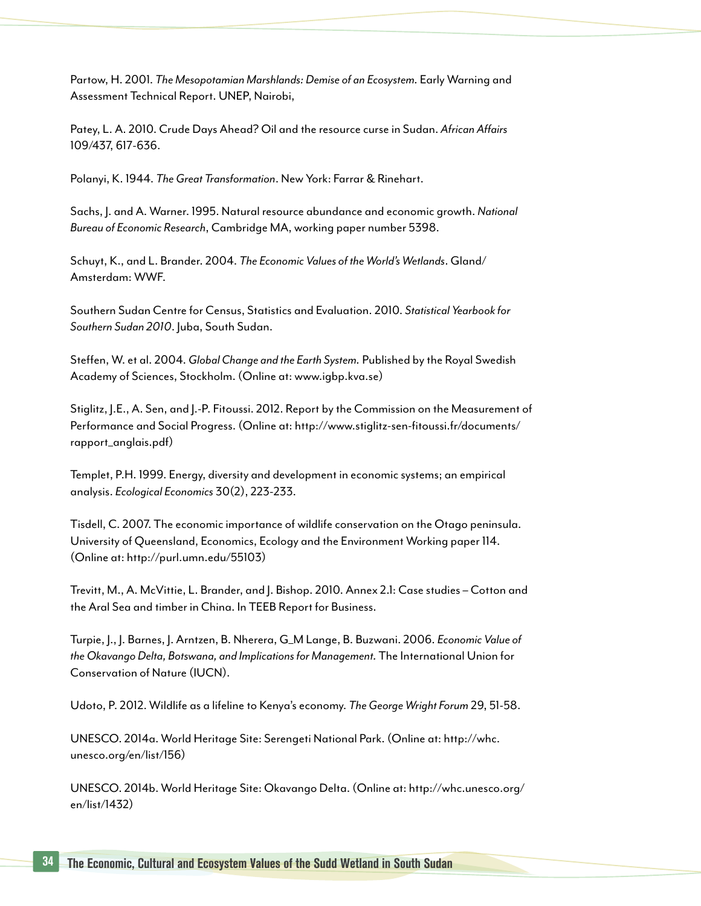Partow, H. 2001. *The Mesopotamian Marshlands: Demise of an Ecosystem.* Early Warning and Assessment Technical Report. UNEP, Nairobi,

Patey, L. A. 2010. Crude Days Ahead? Oil and the resource curse in Sudan. *African Affairs* 109/437, 617-636.

Polanyi, K. 1944. *The Great Transformation*. New York: Farrar & Rinehart.

Sachs, J. and A. Warner. 1995. Natural resource abundance and economic growth. *National Bureau of Economic Research*, Cambridge MA, working paper number 5398.

Schuyt, K., and L. Brander. 2004. *The Economic Values of the World's Wetlands*. Gland/ Amsterdam: WWF.

Southern Sudan Centre for Census, Statistics and Evaluation. 2010. *Statistical Yearbook for Southern Sudan 2010*. Juba, South Sudan.

Steffen, W. et al. 2004. *Global Change and the Earth System.* Published by the Royal Swedish Academy of Sciences, Stockholm. (Online at: www.igbp.kva.se)

Stiglitz, J.E., A. Sen, and J.-P. Fitoussi. 2012. Report by the Commission on the Measurement of Performance and Social Progress. (Online at: http://www.stiglitz-sen-fitoussi.fr/documents/rapport_anglais.pdf)

Templet, P.H. 1999. Energy, diversity and development in economic systems; an empirical analysis. *Ecological Economics* 30(2), 223-233.

Tisdell, C. 2007. The economic importance of wildlife conservation on the Otago peninsula. University of Queensland, Economics, Ecology and the Environment Working paper 114. (Online at: http://purl.umn.edu/55103)

Trevitt, M., A. McVittie, L. Brander, and J. Bishop. 2010. Annex 2.1: Case studies – Cotton and the Aral Sea and timber in China. In TEEB Report for Business.

Turpie, J., J. Barnes, J. Arntzen, B. Nherera, G_M Lange, B. Buzwani. 2006. *Economic Value of the Okavango Delta, Botswana, and Implications for Management.* The International Union for Conservation of Nature (IUCN).

Udoto, P. 2012. Wildlife as a lifeline to Kenya's economy. *The George Wright Forum* 29, 51-58.

UNESCO. 2014a. World Heritage Site: Serengeti National Park. (Online at: http://whc.unesco.org/en/list/156)

UNESCO. 2014b. World Heritage Site: Okavango Delta. (Online at: http://whc.unesco.org/en/list/1432)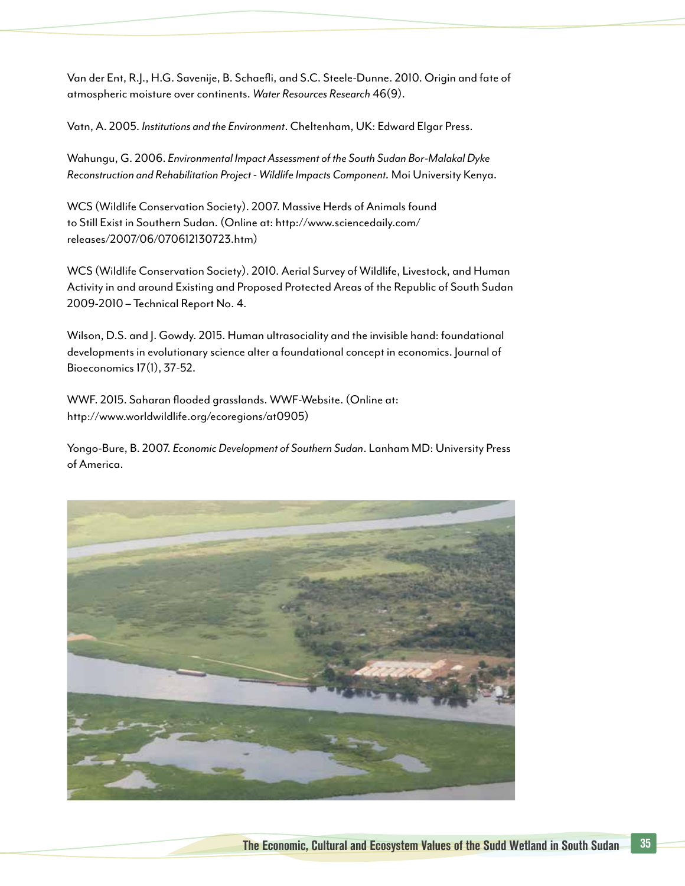Van der Ent, R.J., H.G. Savenije, B. Schaefli, and S.C. Steele-Dunne. 2010. Origin and fate of atmospheric moisture over continents. *Water Resources Research* 46(9).

Vatn, A. 2005. *Institutions and the Environment*. Cheltenham, UK: Edward Elgar Press.

Wahungu, G. 2006. *Environmental Impact Assessment of the South Sudan Bor-Malakal Dyke Reconstruction and Rehabilitation Project - Wildlife Impacts Component.* Moi University Kenya.

WCS (Wildlife Conservation Society). 2007. Massive Herds of Animals found to Still Exist in Southern Sudan. (Online at: http://www.sciencedaily.com/releases/2007/06/070612130723.htm)

WCS (Wildlife Conservation Society). 2010. Aerial Survey of Wildlife, Livestock, and Human Activity in and around Existing and Proposed Protected Areas of the Republic of South Sudan 2009-2010 – Technical Report No. 4.

Wilson, D.S. and J. Gowdy. 2015. Human ultrasociality and the invisible hand: foundational developments in evolutionary science alter a foundational concept in economics. Journal of Bioeconomics 17(1), 37-52.

WWF. 2015. Saharan flooded grasslands. WWF-Website. (Online at: http://www.worldwildlife.org/ecoregions/at0905)

Yongo-Bure, B. 2007. *Economic Development of Southern Sudan*. Lanham MD: University Press of America.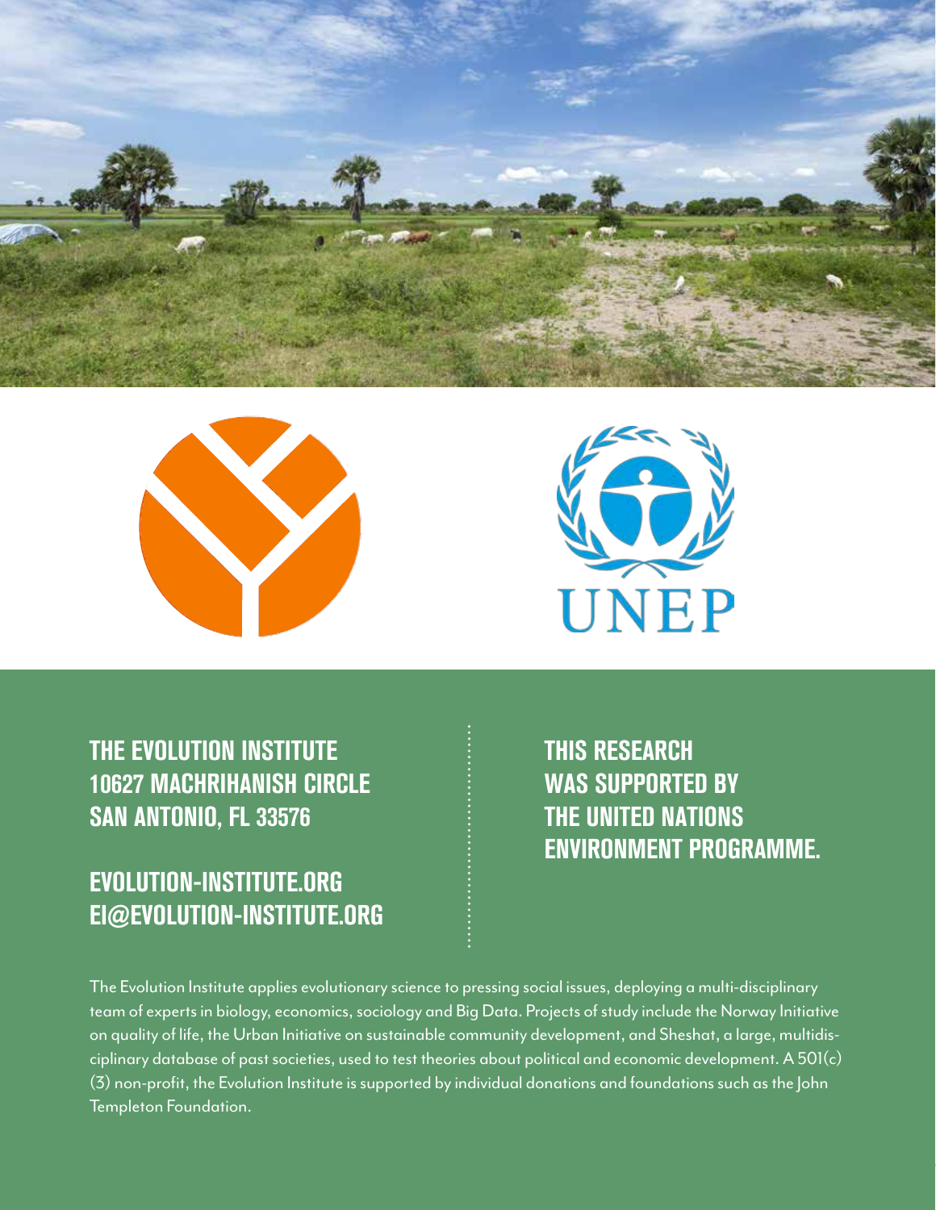**THE EVOLUTION INSTITUTE**
**10627 MACHRIHANISH CIRCLE**
**SAN ANTONIO, FL 33576**

**EVOLUTION-INSTITUTE.ORG**
**EI@EVOLUTION-INSTITUTE.ORG**

**THIS RESEARCH WAS SUPPORTED BY THE UNITED NATIONS ENVIRONMENT PROGRAMME.**

The Evolution Institute applies evolutionary science to pressing social issues, deploying a multi-disciplinary team of experts in biology, economics, sociology and Big Data. Projects of study include the Norway Initiative on quality of life, the Urban Initiative on sustainable community development, and Sheshat, a large, multidisciplinary database of past societies, used to test theories about political and economic development. A 501(c)(3) non-profit, the Evolution Institute is supported by individual donations and foundations such as the John Templeton Foundation.